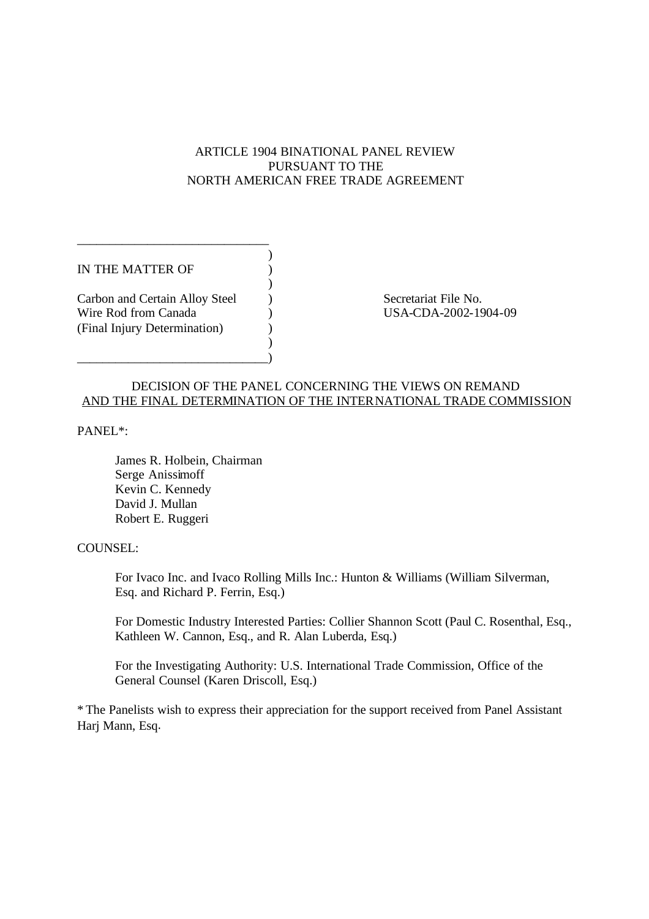ARTICLE 1904 BINATIONAL PANEL REVIEW
PURSUANT TO THE
NORTH AMERICAN FREE TRADE AGREEMENT

| | |
|---|---|
| IN THE MATTER OF<br><br>Carbon and Certain Alloy Steel Wire Rod from Canada<br>(Final Injury Determination) | Secretariat File No.<br>USA-CDA-2002-1904-09 |

DECISION OF THE PANEL CONCERNING THE VIEWS ON REMAND
AND THE FINAL DETERMINATION OF THE INTERNATIONAL TRADE COMMISSION

PANEL*:

James R. Holbein, Chairman
Serge Anissimoff
Kevin C. Kennedy
David J. Mullan
Robert E. Ruggeri

COUNSEL:

For Ivaco Inc. and Ivaco Rolling Mills Inc.: Hunton & Williams (William Silverman, Esq. and Richard P. Ferrin, Esq.)

For Domestic Industry Interested Parties: Collier Shannon Scott (Paul C. Rosenthal, Esq., Kathleen W. Cannon, Esq., and R. Alan Luberda, Esq.)

For the Investigating Authority: U.S. International Trade Commission, Office of the General Counsel (Karen Driscoll, Esq.)

\* The Panelists wish to express their appreciation for the support received from Panel Assistant Harj Mann, Esq.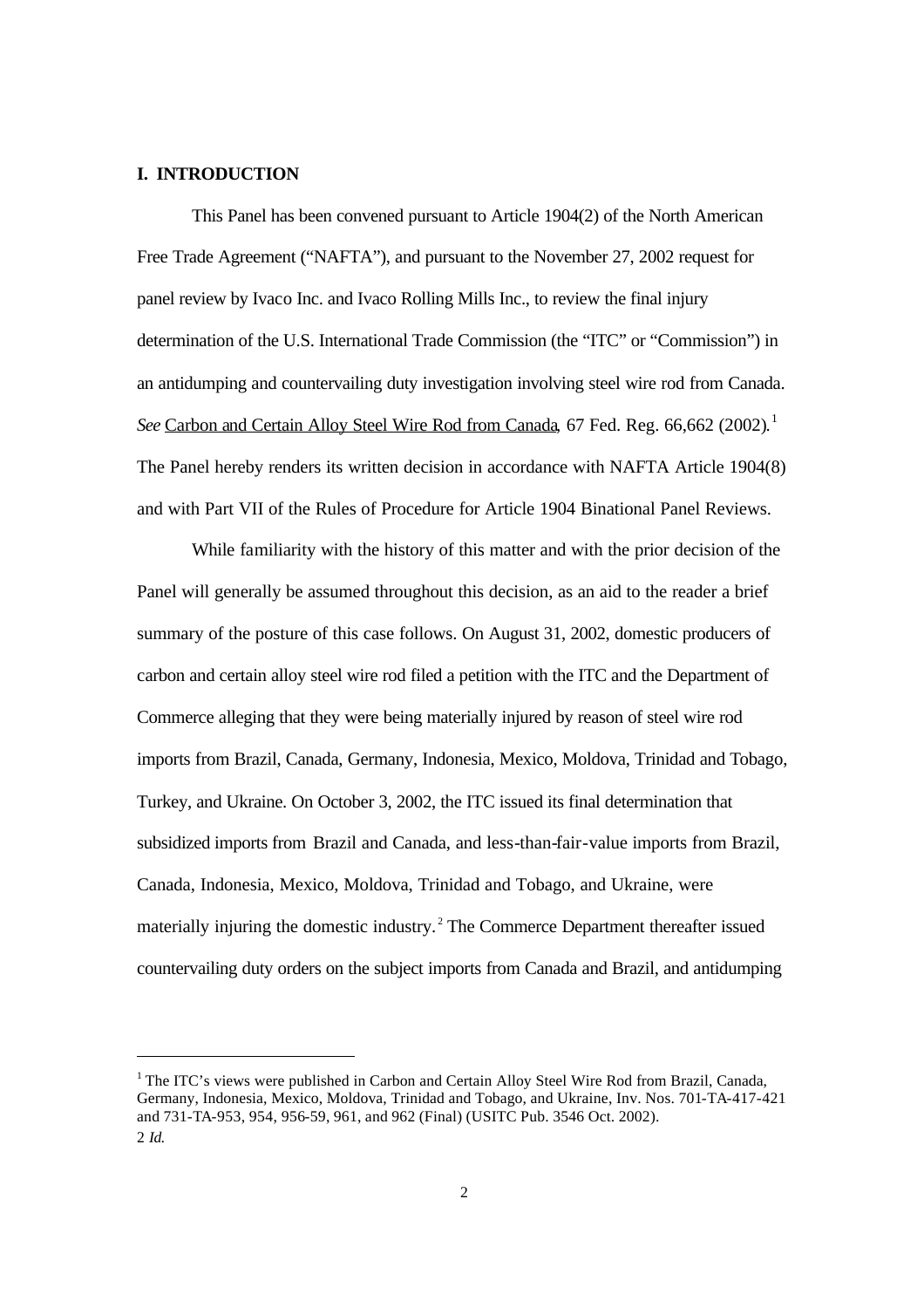## I. INTRODUCTION

This Panel has been convened pursuant to Article 1904(2) of the North American Free Trade Agreement ("NAFTA"), and pursuant to the November 27, 2002 request for panel review by Ivaco Inc. and Ivaco Rolling Mills Inc., to review the final injury determination of the U.S. International Trade Commission (the "ITC" or "Commission") in an antidumping and countervailing duty investigation involving steel wire rod from Canada. *See* Carbon and Certain Alloy Steel Wire Rod from Canada, 67 Fed. Reg. 66,662 (2002).[1] The Panel hereby renders its written decision in accordance with NAFTA Article 1904(8) and with Part VII of the Rules of Procedure for Article 1904 Binational Panel Reviews.

While familiarity with the history of this matter and with the prior decision of the Panel will generally be assumed throughout this decision, as an aid to the reader a brief summary of the posture of this case follows. On August 31, 2002, domestic producers of carbon and certain alloy steel wire rod filed a petition with the ITC and the Department of Commerce alleging that they were being materially injured by reason of steel wire rod imports from Brazil, Canada, Germany, Indonesia, Mexico, Moldova, Trinidad and Tobago, Turkey, and Ukraine. On October 3, 2002, the ITC issued its final determination that subsidized imports from Brazil and Canada, and less-than-fair-value imports from Brazil, Canada, Indonesia, Mexico, Moldova, Trinidad and Tobago, and Ukraine, were materially injuring the domestic industry.[2] The Commerce Department thereafter issued countervailing duty orders on the subject imports from Canada and Brazil, and antidumping

---

[1] The ITC's views were published in Carbon and Certain Alloy Steel Wire Rod from Brazil, Canada, Germany, Indonesia, Mexico, Moldova, Trinidad and Tobago, and Ukraine, Inv. Nos. 701-TA-417-421 and 731-TA-953, 954, 956-59, 961, and 962 (Final) (USITC Pub. 3546 Oct. 2002).

[2] *Id.*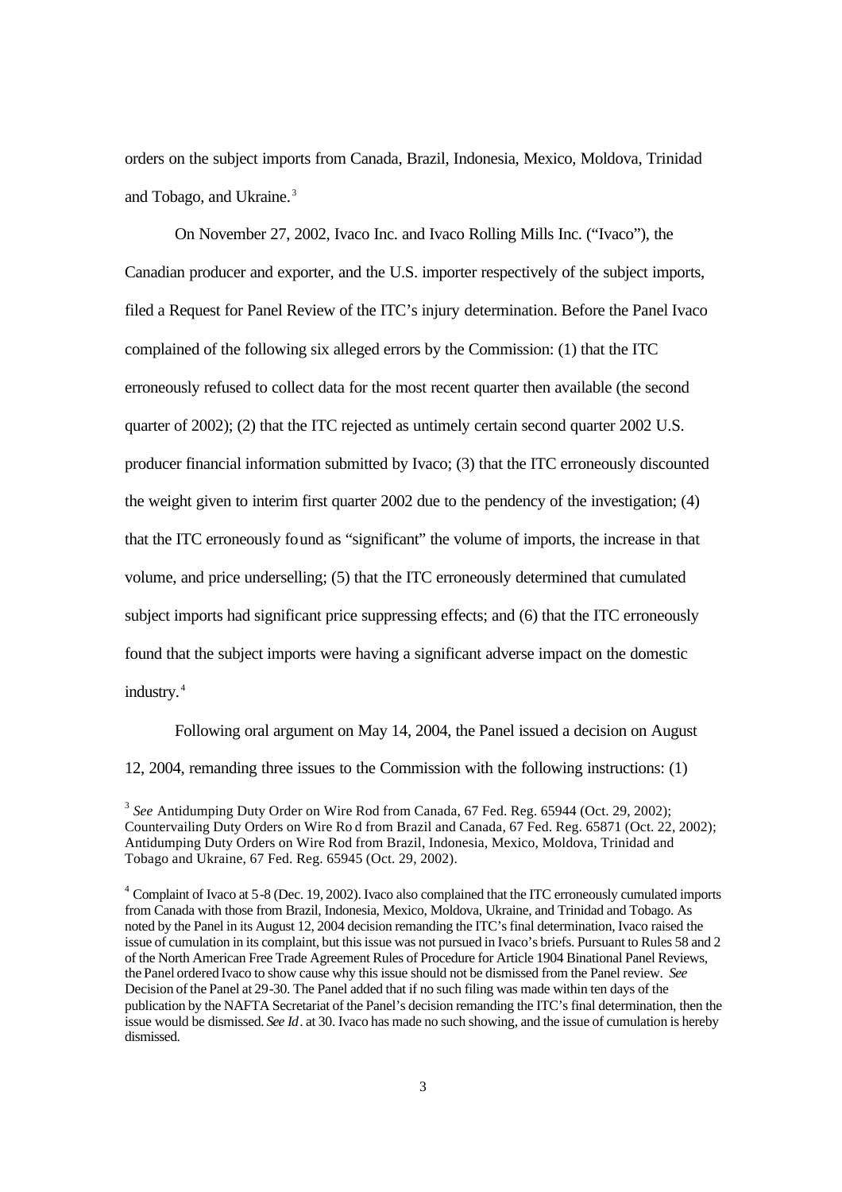orders on the subject imports from Canada, Brazil, Indonesia, Mexico, Moldova, Trinidad and Tobago, and Ukraine.[3]

On November 27, 2002, Ivaco Inc. and Ivaco Rolling Mills Inc. ("Ivaco"), the Canadian producer and exporter, and the U.S. importer respectively of the subject imports, filed a Request for Panel Review of the ITC's injury determination. Before the Panel Ivaco complained of the following six alleged errors by the Commission: (1) that the ITC erroneously refused to collect data for the most recent quarter then available (the second quarter of 2002); (2) that the ITC rejected as untimely certain second quarter 2002 U.S. producer financial information submitted by Ivaco; (3) that the ITC erroneously discounted the weight given to interim first quarter 2002 due to the pendency of the investigation; (4) that the ITC erroneously found as "significant" the volume of imports, the increase in that volume, and price underselling; (5) that the ITC erroneously determined that cumulated subject imports had significant price suppressing effects; and (6) that the ITC erroneously found that the subject imports were having a significant adverse impact on the domestic industry.[4]

Following oral argument on May 14, 2004, the Panel issued a decision on August 12, 2004, remanding three issues to the Commission with the following instructions: (1)

[3] *See* Antidumping Duty Order on Wire Rod from Canada, 67 Fed. Reg. 65944 (Oct. 29, 2002); Countervailing Duty Orders on Wire Rod from Brazil and Canada, 67 Fed. Reg. 65871 (Oct. 22, 2002); Antidumping Duty Orders on Wire Rod from Brazil, Indonesia, Mexico, Moldova, Trinidad and Tobago and Ukraine, 67 Fed. Reg. 65945 (Oct. 29, 2002).

[4] Complaint of Ivaco at 5-8 (Dec. 19, 2002). Ivaco also complained that the ITC erroneously cumulated imports from Canada with those from Brazil, Indonesia, Mexico, Moldova, Ukraine, and Trinidad and Tobago. As noted by the Panel in its August 12, 2004 decision remanding the ITC's final determination, Ivaco raised the issue of cumulation in its complaint, but this issue was not pursued in Ivaco's briefs. Pursuant to Rules 58 and 2 of the North American Free Trade Agreement Rules of Procedure for Article 1904 Binational Panel Reviews, the Panel ordered Ivaco to show cause why this issue should not be dismissed from the Panel review. *See* Decision of the Panel at 29-30. The Panel added that if no such filing was made within ten days of the publication by the NAFTA Secretariat of the Panel's decision remanding the ITC's final determination, then the issue would be dismissed. *See Id*. at 30. Ivaco has made no such showing, and the issue of cumulation is hereby dismissed.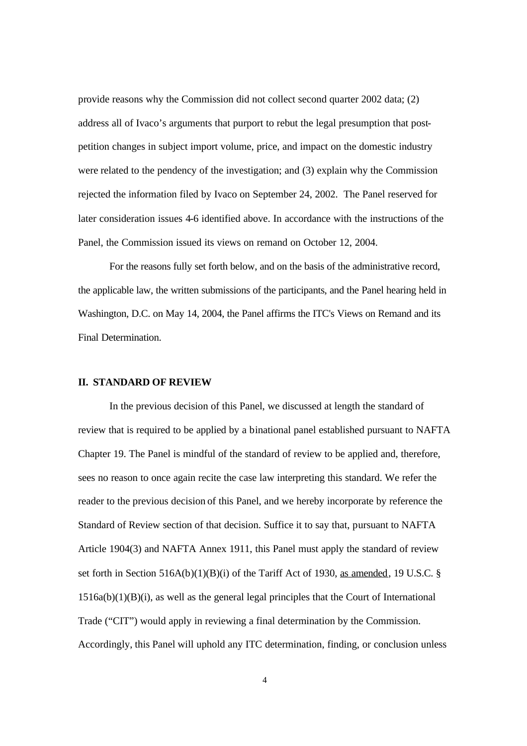provide reasons why the Commission did not collect second quarter 2002 data; (2) address all of Ivaco's arguments that purport to rebut the legal presumption that post-petition changes in subject import volume, price, and impact on the domestic industry were related to the pendency of the investigation; and (3) explain why the Commission rejected the information filed by Ivaco on September 24, 2002. The Panel reserved for later consideration issues 4-6 identified above. In accordance with the instructions of the Panel, the Commission issued its views on remand on October 12, 2004.

For the reasons fully set forth below, and on the basis of the administrative record, the applicable law, the written submissions of the participants, and the Panel hearing held in Washington, D.C. on May 14, 2004, the Panel affirms the ITC's Views on Remand and its Final Determination.

## II. STANDARD OF REVIEW

In the previous decision of this Panel, we discussed at length the standard of review that is required to be applied by a binational panel established pursuant to NAFTA Chapter 19. The Panel is mindful of the standard of review to be applied and, therefore, sees no reason to once again recite the case law interpreting this standard. We refer the reader to the previous decision of this Panel, and we hereby incorporate by reference the Standard of Review section of that decision. Suffice it to say that, pursuant to NAFTA Article 1904(3) and NAFTA Annex 1911, this Panel must apply the standard of review set forth in Section 516A(b)(1)(B)(i) of the Tariff Act of 1930, as amended, 19 U.S.C. § 1516a(b)(1)(B)(i), as well as the general legal principles that the Court of International Trade ("CIT") would apply in reviewing a final determination by the Commission. Accordingly, this Panel will uphold any ITC determination, finding, or conclusion unless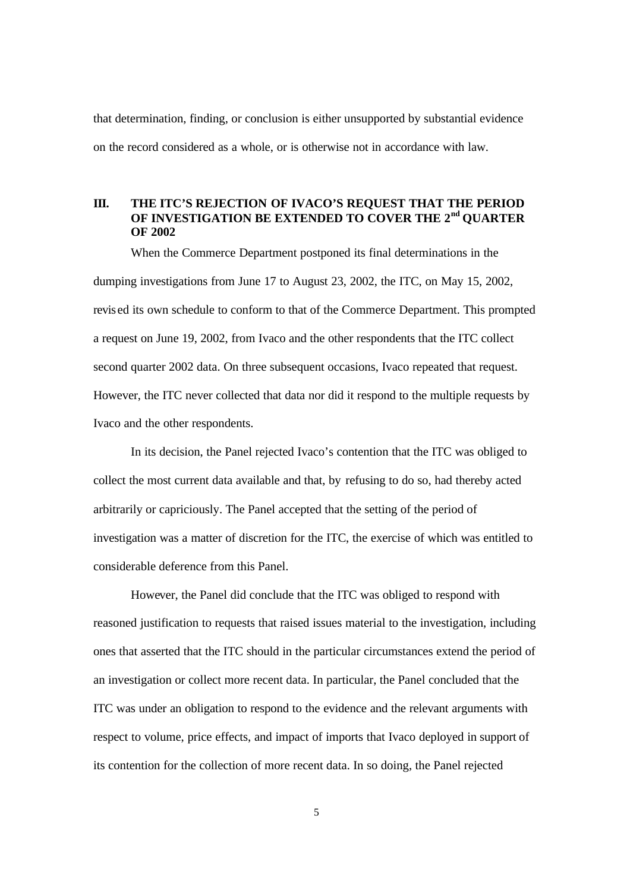that determination, finding, or conclusion is either unsupported by substantial evidence on the record considered as a whole, or is otherwise not in accordance with law.

## III. THE ITC'S REJECTION OF IVACO'S REQUEST THAT THE PERIOD OF INVESTIGATION BE EXTENDED TO COVER THE 2nd QUARTER OF 2002

When the Commerce Department postponed its final determinations in the dumping investigations from June 17 to August 23, 2002, the ITC, on May 15, 2002, revised its own schedule to conform to that of the Commerce Department. This prompted a request on June 19, 2002, from Ivaco and the other respondents that the ITC collect second quarter 2002 data. On three subsequent occasions, Ivaco repeated that request. However, the ITC never collected that data nor did it respond to the multiple requests by Ivaco and the other respondents.

In its decision, the Panel rejected Ivaco's contention that the ITC was obliged to collect the most current data available and that, by refusing to do so, had thereby acted arbitrarily or capriciously. The Panel accepted that the setting of the period of investigation was a matter of discretion for the ITC, the exercise of which was entitled to considerable deference from this Panel.

However, the Panel did conclude that the ITC was obliged to respond with reasoned justification to requests that raised issues material to the investigation, including ones that asserted that the ITC should in the particular circumstances extend the period of an investigation or collect more recent data. In particular, the Panel concluded that the ITC was under an obligation to respond to the evidence and the relevant arguments with respect to volume, price effects, and impact of imports that Ivaco deployed in support of its contention for the collection of more recent data. In so doing, the Panel rejected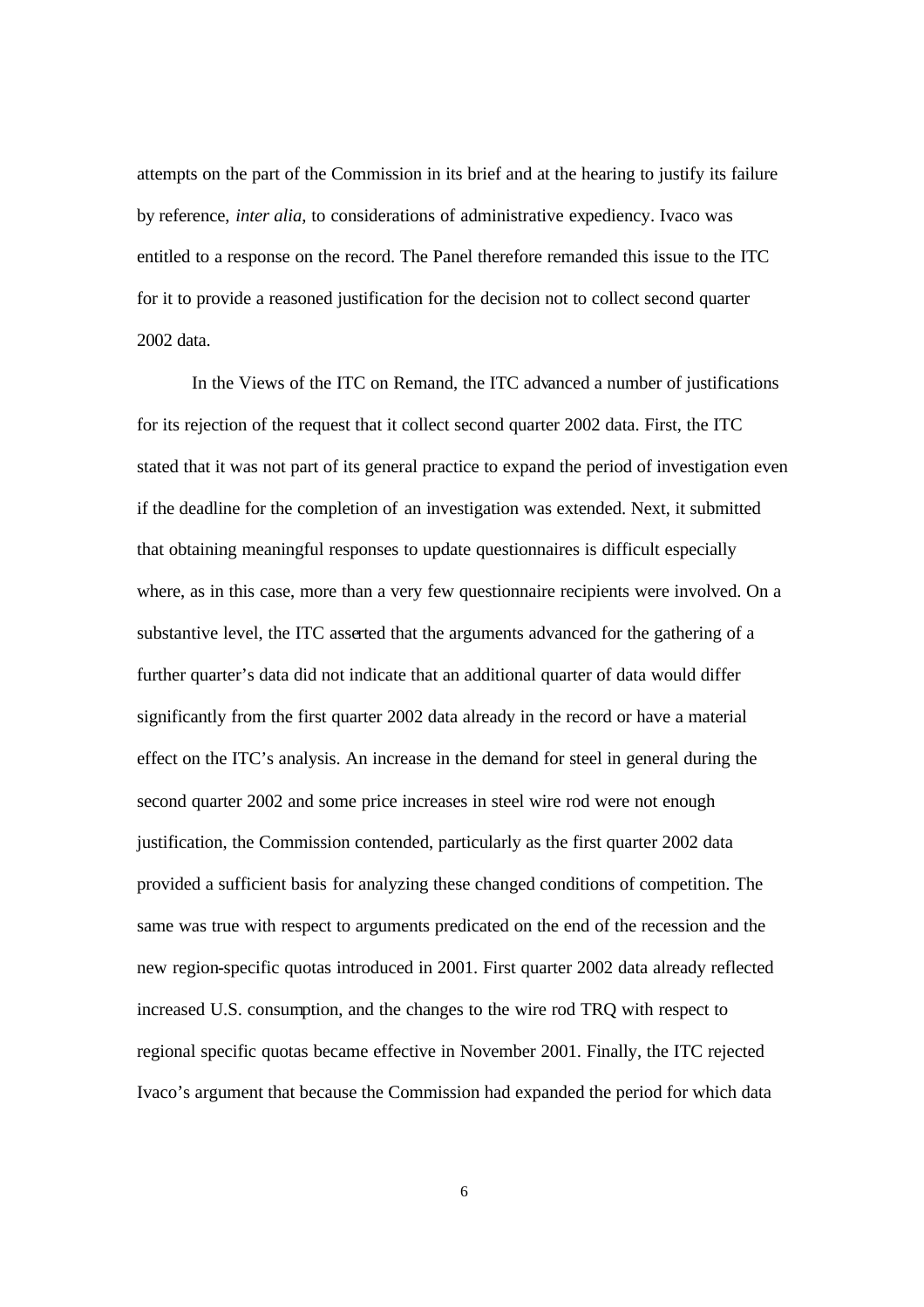attempts on the part of the Commission in its brief and at the hearing to justify its failure by reference, *inter alia*, to considerations of administrative expediency. Ivaco was entitled to a response on the record. The Panel therefore remanded this issue to the ITC for it to provide a reasoned justification for the decision not to collect second quarter 2002 data.

In the Views of the ITC on Remand, the ITC advanced a number of justifications for its rejection of the request that it collect second quarter 2002 data. First, the ITC stated that it was not part of its general practice to expand the period of investigation even if the deadline for the completion of an investigation was extended. Next, it submitted that obtaining meaningful responses to update questionnaires is difficult especially where, as in this case, more than a very few questionnaire recipients were involved. On a substantive level, the ITC asserted that the arguments advanced for the gathering of a further quarter's data did not indicate that an additional quarter of data would differ significantly from the first quarter 2002 data already in the record or have a material effect on the ITC's analysis. An increase in the demand for steel in general during the second quarter 2002 and some price increases in steel wire rod were not enough justification, the Commission contended, particularly as the first quarter 2002 data provided a sufficient basis for analyzing these changed conditions of competition. The same was true with respect to arguments predicated on the end of the recession and the new region-specific quotas introduced in 2001. First quarter 2002 data already reflected increased U.S. consumption, and the changes to the wire rod TRQ with respect to regional specific quotas became effective in November 2001. Finally, the ITC rejected Ivaco's argument that because the Commission had expanded the period for which data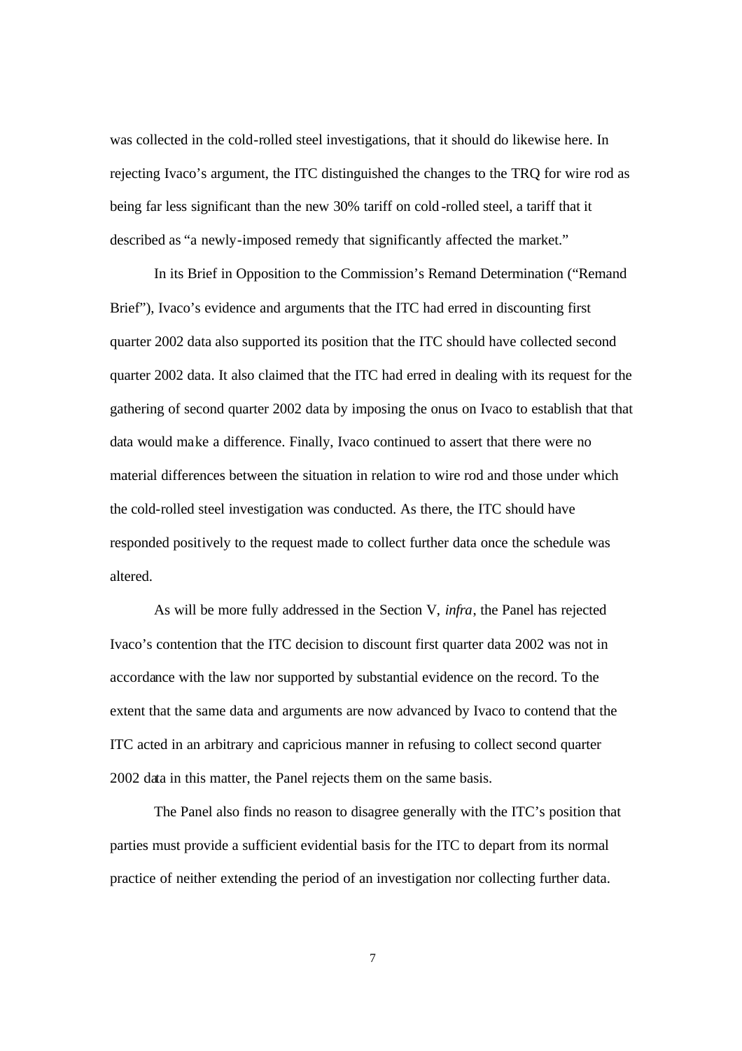was collected in the cold-rolled steel investigations, that it should do likewise here. In rejecting Ivaco's argument, the ITC distinguished the changes to the TRQ for wire rod as being far less significant than the new 30% tariff on cold-rolled steel, a tariff that it described as "a newly-imposed remedy that significantly affected the market."

In its Brief in Opposition to the Commission's Remand Determination ("Remand Brief"), Ivaco's evidence and arguments that the ITC had erred in discounting first quarter 2002 data also supported its position that the ITC should have collected second quarter 2002 data. It also claimed that the ITC had erred in dealing with its request for the gathering of second quarter 2002 data by imposing the onus on Ivaco to establish that that data would make a difference. Finally, Ivaco continued to assert that there were no material differences between the situation in relation to wire rod and those under which the cold-rolled steel investigation was conducted. As there, the ITC should have responded positively to the request made to collect further data once the schedule was altered.

As will be more fully addressed in the Section V, *infra*, the Panel has rejected Ivaco's contention that the ITC decision to discount first quarter data 2002 was not in accordance with the law nor supported by substantial evidence on the record. To the extent that the same data and arguments are now advanced by Ivaco to contend that the ITC acted in an arbitrary and capricious manner in refusing to collect second quarter 2002 data in this matter, the Panel rejects them on the same basis.

The Panel also finds no reason to disagree generally with the ITC's position that parties must provide a sufficient evidential basis for the ITC to depart from its normal practice of neither extending the period of an investigation nor collecting further data.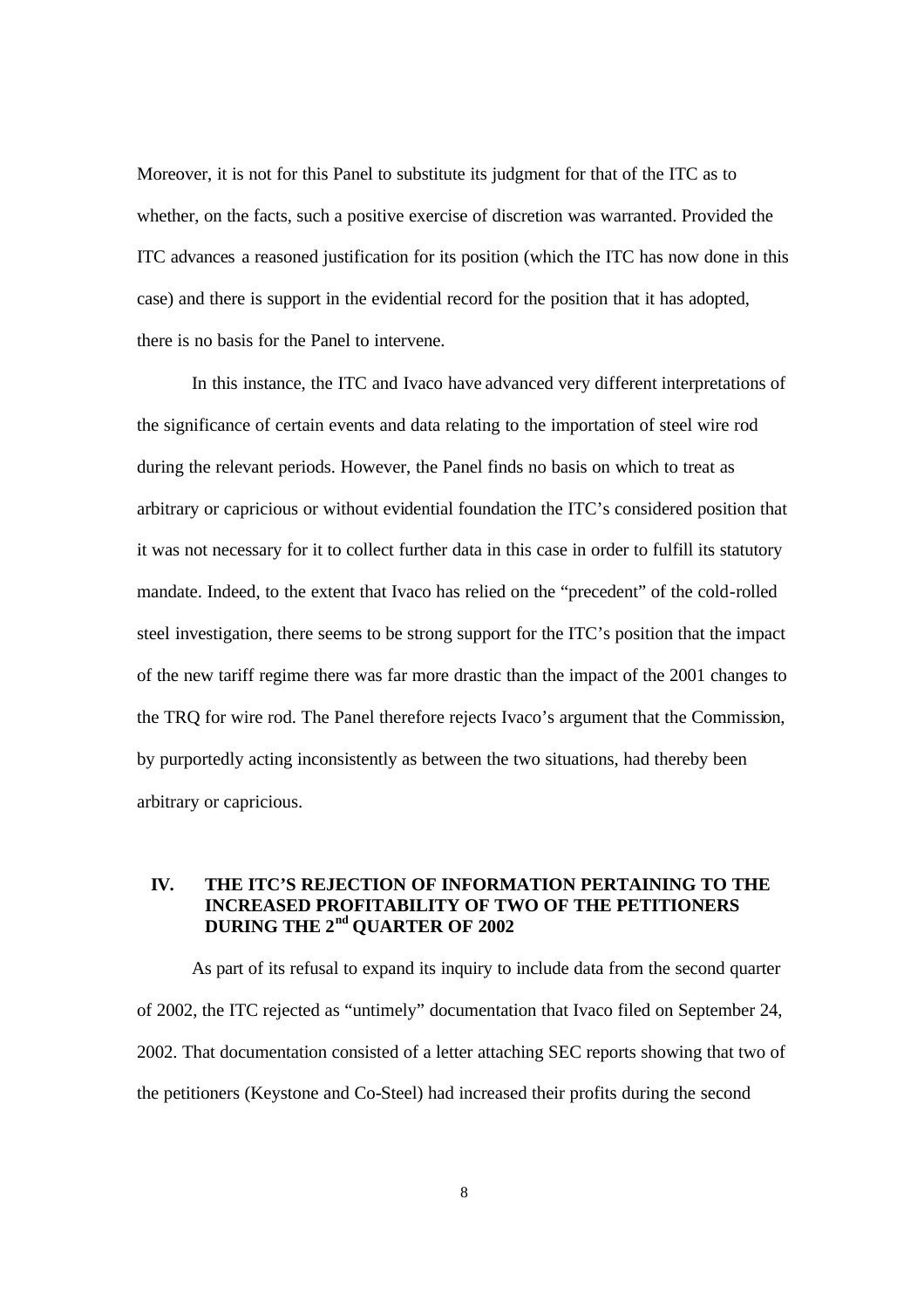Moreover, it is not for this Panel to substitute its judgment for that of the ITC as to whether, on the facts, such a positive exercise of discretion was warranted. Provided the ITC advances a reasoned justification for its position (which the ITC has now done in this case) and there is support in the evidential record for the position that it has adopted, there is no basis for the Panel to intervene.

In this instance, the ITC and Ivaco have advanced very different interpretations of the significance of certain events and data relating to the importation of steel wire rod during the relevant periods. However, the Panel finds no basis on which to treat as arbitrary or capricious or without evidential foundation the ITC's considered position that it was not necessary for it to collect further data in this case in order to fulfill its statutory mandate. Indeed, to the extent that Ivaco has relied on the "precedent" of the cold-rolled steel investigation, there seems to be strong support for the ITC's position that the impact of the new tariff regime there was far more drastic than the impact of the 2001 changes to the TRQ for wire rod. The Panel therefore rejects Ivaco's argument that the Commission, by purportedly acting inconsistently as between the two situations, had thereby been arbitrary or capricious.

## IV. THE ITC'S REJECTION OF INFORMATION PERTAINING TO THE INCREASED PROFITABILITY OF TWO OF THE PETITIONERS DURING THE 2nd QUARTER OF 2002

As part of its refusal to expand its inquiry to include data from the second quarter of 2002, the ITC rejected as "untimely" documentation that Ivaco filed on September 24, 2002. That documentation consisted of a letter attaching SEC reports showing that two of the petitioners (Keystone and Co-Steel) had increased their profits during the second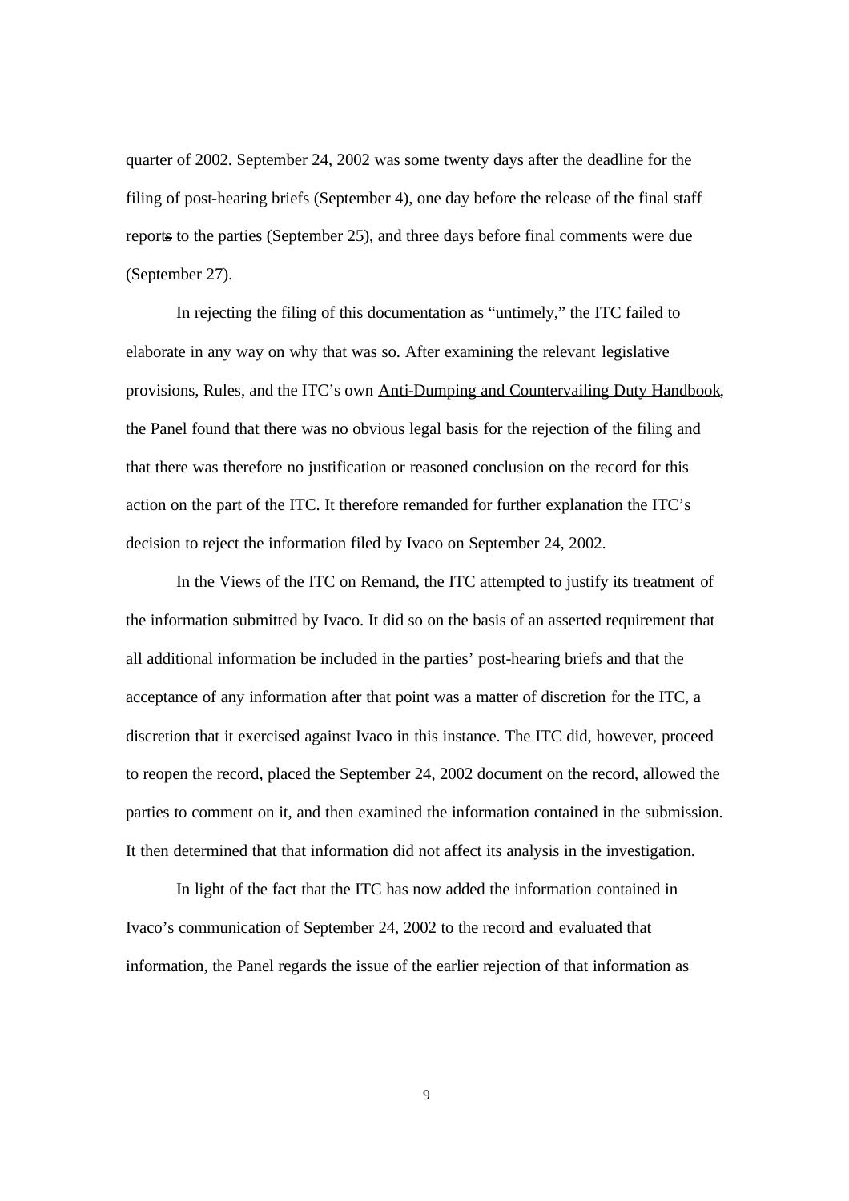quarter of 2002. September 24, 2002 was some twenty days after the deadline for the filing of post-hearing briefs (September 4), one day before the release of the final staff reports to the parties (September 25), and three days before final comments were due (September 27).

In rejecting the filing of this documentation as "untimely," the ITC failed to elaborate in any way on why that was so. After examining the relevant legislative provisions, Rules, and the ITC's own Anti-Dumping and Countervailing Duty Handbook, the Panel found that there was no obvious legal basis for the rejection of the filing and that there was therefore no justification or reasoned conclusion on the record for this action on the part of the ITC. It therefore remanded for further explanation the ITC's decision to reject the information filed by Ivaco on September 24, 2002.

In the Views of the ITC on Remand, the ITC attempted to justify its treatment of the information submitted by Ivaco. It did so on the basis of an asserted requirement that all additional information be included in the parties' post-hearing briefs and that the acceptance of any information after that point was a matter of discretion for the ITC, a discretion that it exercised against Ivaco in this instance. The ITC did, however, proceed to reopen the record, placed the September 24, 2002 document on the record, allowed the parties to comment on it, and then examined the information contained in the submission. It then determined that that information did not affect its analysis in the investigation.

In light of the fact that the ITC has now added the information contained in Ivaco's communication of September 24, 2002 to the record and evaluated that information, the Panel regards the issue of the earlier rejection of that information as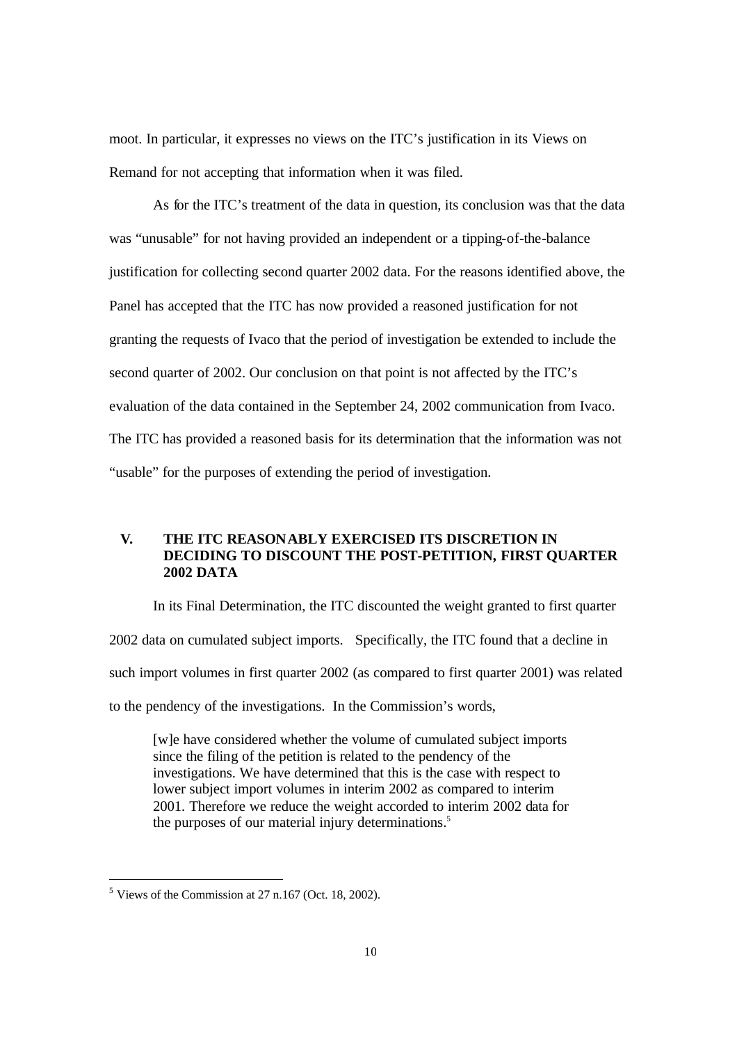moot. In particular, it expresses no views on the ITC's justification in its Views on Remand for not accepting that information when it was filed.

As for the ITC's treatment of the data in question, its conclusion was that the data was "unusable" for not having provided an independent or a tipping-of-the-balance justification for collecting second quarter 2002 data. For the reasons identified above, the Panel has accepted that the ITC has now provided a reasoned justification for not granting the requests of Ivaco that the period of investigation be extended to include the second quarter of 2002. Our conclusion on that point is not affected by the ITC's evaluation of the data contained in the September 24, 2002 communication from Ivaco. The ITC has provided a reasoned basis for its determination that the information was not "usable" for the purposes of extending the period of investigation.

## V. THE ITC REASONABLY EXERCISED ITS DISCRETION IN DECIDING TO DISCOUNT THE POST-PETITION, FIRST QUARTER 2002 DATA

In its Final Determination, the ITC discounted the weight granted to first quarter 2002 data on cumulated subject imports. Specifically, the ITC found that a decline in such import volumes in first quarter 2002 (as compared to first quarter 2001) was related to the pendency of the investigations. In the Commission's words,

> [w]e have considered whether the volume of cumulated subject imports since the filing of the petition is related to the pendency of the investigations. We have determined that this is the case with respect to lower subject import volumes in interim 2002 as compared to interim 2001. Therefore we reduce the weight accorded to interim 2002 data for the purposes of our material injury determinations.[5]

[5] Views of the Commission at 27 n.167 (Oct. 18, 2002).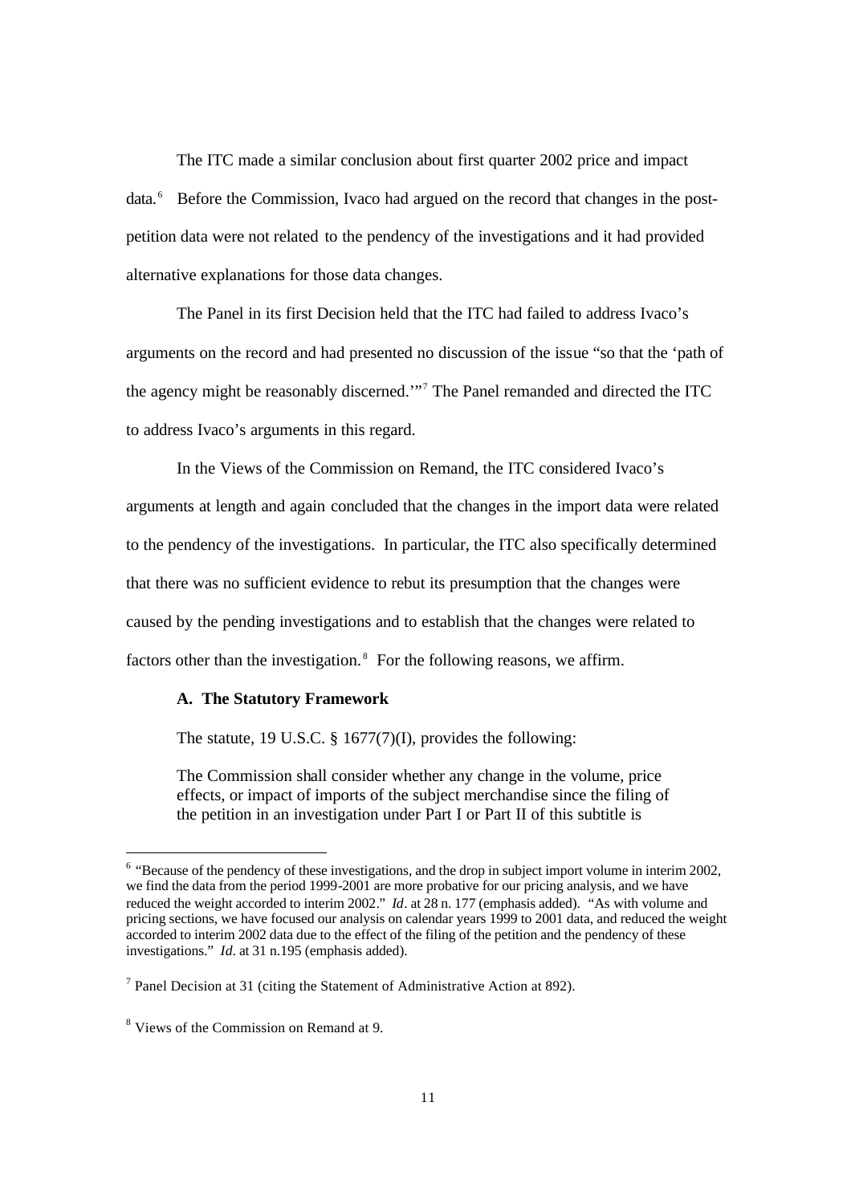The ITC made a similar conclusion about first quarter 2002 price and impact data.[6] Before the Commission, Ivaco had argued on the record that changes in the post-petition data were not related to the pendency of the investigations and it had provided alternative explanations for those data changes.

The Panel in its first Decision held that the ITC had failed to address Ivaco's arguments on the record and had presented no discussion of the issue "so that the 'path of the agency might be reasonably discerned.'"[7] The Panel remanded and directed the ITC to address Ivaco's arguments in this regard.

In the Views of the Commission on Remand, the ITC considered Ivaco's arguments at length and again concluded that the changes in the import data were related to the pendency of the investigations. In particular, the ITC also specifically determined that there was no sufficient evidence to rebut its presumption that the changes were caused by the pending investigations and to establish that the changes were related to factors other than the investigation.[8] For the following reasons, we affirm.

**A. The Statutory Framework**

The statute, 19 U.S.C. § 1677(7)(I), provides the following:

> The Commission shall consider whether any change in the volume, price effects, or impact of imports of the subject merchandise since the filing of the petition in an investigation under Part I or Part II of this subtitle is

---

[6] "Because of the pendency of these investigations, and the drop in subject import volume in interim 2002, we find the data from the period 1999-2001 are more probative for our pricing analysis, and we have reduced the weight accorded to interim 2002." *Id*. at 28 n. 177 (emphasis added). "As with volume and pricing sections, we have focused our analysis on calendar years 1999 to 2001 data, and reduced the weight accorded to interim 2002 data due to the effect of the filing of the petition and the pendency of these investigations." *Id*. at 31 n.195 (emphasis added).

[7] Panel Decision at 31 (citing the Statement of Administrative Action at 892).

[8] Views of the Commission on Remand at 9.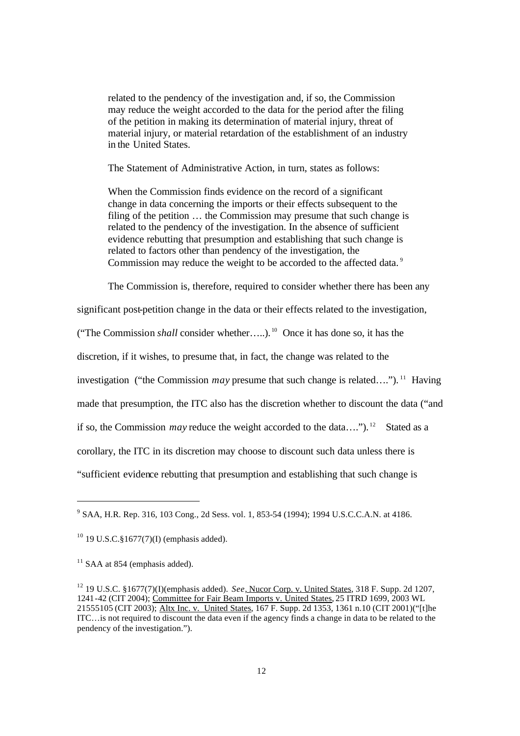> related to the pendency of the investigation and, if so, the Commission may reduce the weight accorded to the data for the period after the filing of the petition in making its determination of material injury, threat of material injury, or material retardation of the establishment of an industry in the United States.

The Statement of Administrative Action, in turn, states as follows:

> When the Commission finds evidence on the record of a significant change in data concerning the imports or their effects subsequent to the filing of the petition … the Commission may presume that such change is related to the pendency of the investigation. In the absence of sufficient evidence rebutting that presumption and establishing that such change is related to factors other than pendency of the investigation, the Commission may reduce the weight to be accorded to the affected data.[9]

The Commission is, therefore, required to consider whether there has been any significant post-petition change in the data or their effects related to the investigation, ("The Commission *shall* consider whether…..).[10] Once it has done so, it has the discretion, if it wishes, to presume that, in fact, the change was related to the investigation ("the Commission *may* presume that such change is related….").[11] Having made that presumption, the ITC also has the discretion whether to discount the data ("and if so, the Commission *may* reduce the weight accorded to the data….").[12] Stated as a corollary, the ITC in its discretion may choose to discount such data unless there is "sufficient evidence rebutting that presumption and establishing that such change is

---

[9] SAA, H.R. Rep. 316, 103 Cong., 2d Sess. vol. 1, 853-54 (1994); 1994 U.S.C.C.A.N. at 4186.

[10] 19 U.S.C.§1677(7)(I) (emphasis added).

[11] SAA at 854 (emphasis added).

[12] 19 U.S.C. §1677(7)(I)(emphasis added). *See*, Nucor Corp. v. United States, 318 F. Supp. 2d 1207, 1241-42 (CIT 2004); Committee for Fair Beam Imports v. United States, 25 ITRD 1699, 2003 WL 21555105 (CIT 2003); Altx Inc. v. United States, 167 F. Supp. 2d 1353, 1361 n.10 (CIT 2001)("[t]he ITC…is not required to discount the data even if the agency finds a change in data to be related to the pendency of the investigation.").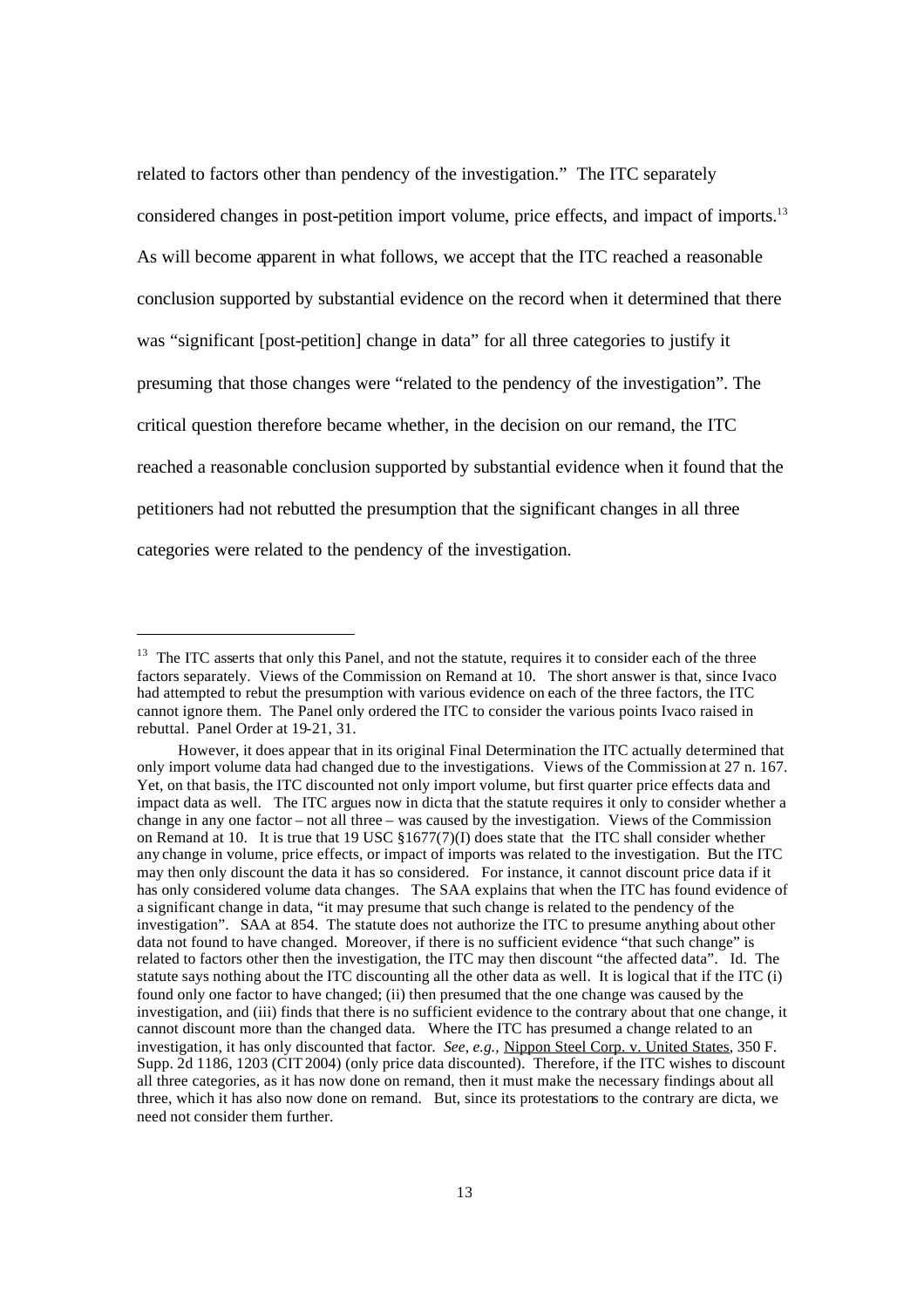related to factors other than pendency of the investigation." The ITC separately considered changes in post-petition import volume, price effects, and impact of imports.[13] As will become apparent in what follows, we accept that the ITC reached a reasonable conclusion supported by substantial evidence on the record when it determined that there was "significant [post-petition] change in data" for all three categories to justify it presuming that those changes were "related to the pendency of the investigation". The critical question therefore became whether, in the decision on our remand, the ITC reached a reasonable conclusion supported by substantial evidence when it found that the petitioners had not rebutted the presumption that the significant changes in all three categories were related to the pendency of the investigation.

---

[13] The ITC asserts that only this Panel, and not the statute, requires it to consider each of the three factors separately. Views of the Commission on Remand at 10. The short answer is that, since Ivaco had attempted to rebut the presumption with various evidence on each of the three factors, the ITC cannot ignore them. The Panel only ordered the ITC to consider the various points Ivaco raised in rebuttal. Panel Order at 19-21, 31.

However, it does appear that in its original Final Determination the ITC actually determined that only import volume data had changed due to the investigations. Views of the Commission at 27 n. 167. Yet, on that basis, the ITC discounted not only import volume, but first quarter price effects data and impact data as well. The ITC argues now in dicta that the statute requires it only to consider whether a change in any one factor – not all three – was caused by the investigation. Views of the Commission on Remand at 10. It is true that 19 USC §1677(7)(I) does state that the ITC shall consider whether any change in volume, price effects, or impact of imports was related to the investigation. But the ITC may then only discount the data it has so considered. For instance, it cannot discount price data if it has only considered volume data changes. The SAA explains that when the ITC has found evidence of a significant change in data, "it may presume that such change is related to the pendency of the investigation". SAA at 854. The statute does not authorize the ITC to presume anything about other data not found to have changed. Moreover, if there is no sufficient evidence "that such change" is related to factors other then the investigation, the ITC may then discount "the affected data". Id. The statute says nothing about the ITC discounting all the other data as well. It is logical that if the ITC (i) found only one factor to have changed; (ii) then presumed that the one change was caused by the investigation, and (iii) finds that there is no sufficient evidence to the contrary about that one change, it cannot discount more than the changed data. Where the ITC has presumed a change related to an investigation, it has only discounted that factor. *See, e.g.,* Nippon Steel Corp. v. United States, 350 F. Supp. 2d 1186, 1203 (CIT 2004) (only price data discounted). Therefore, if the ITC wishes to discount all three categories, as it has now done on remand, then it must make the necessary findings about all three, which it has also now done on remand. But, since its protestations to the contrary are dicta, we need not consider them further.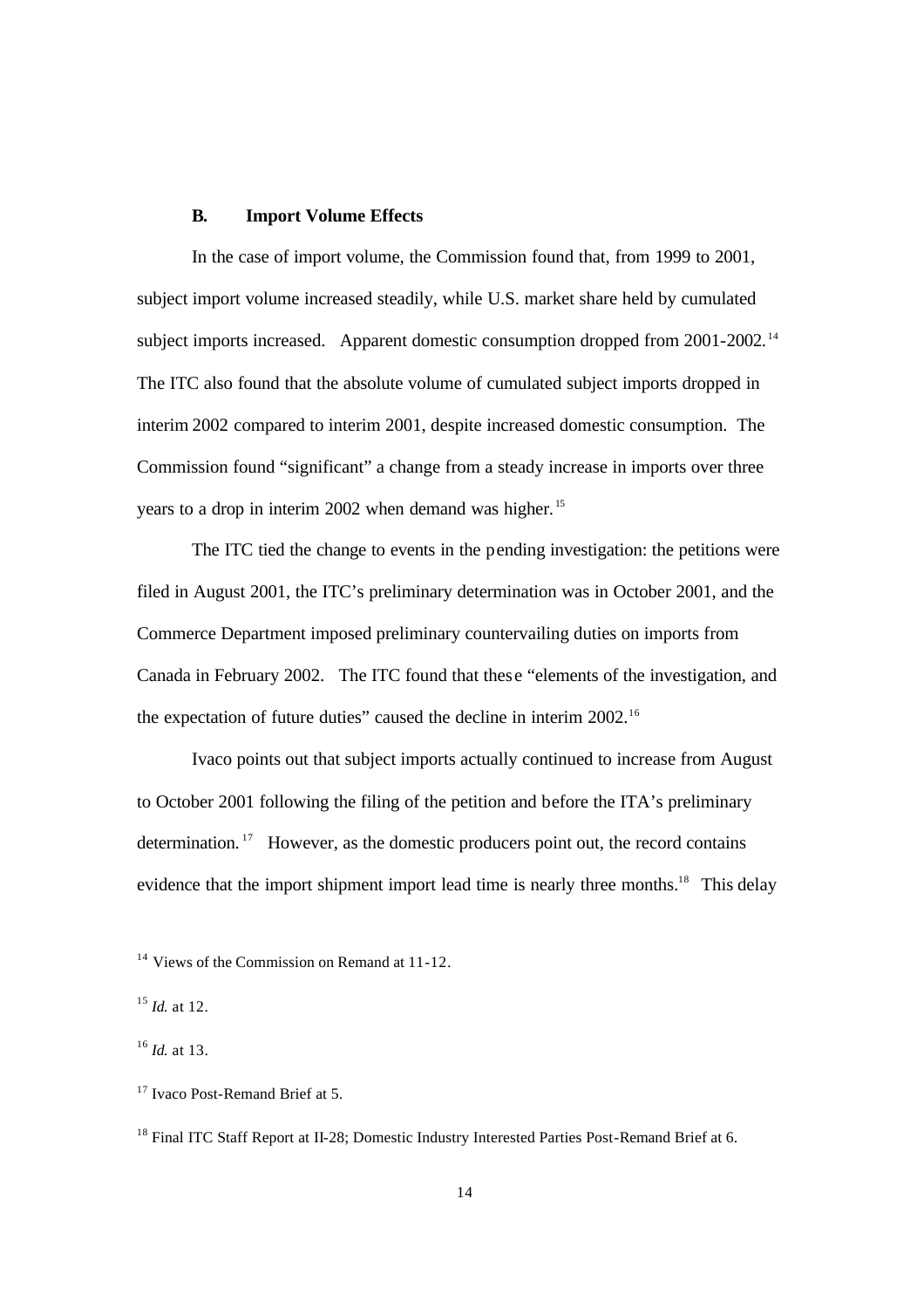### B. Import Volume Effects

In the case of import volume, the Commission found that, from 1999 to 2001, subject import volume increased steadily, while U.S. market share held by cumulated subject imports increased. Apparent domestic consumption dropped from 2001-2002.[14] The ITC also found that the absolute volume of cumulated subject imports dropped in interim 2002 compared to interim 2001, despite increased domestic consumption. The Commission found "significant" a change from a steady increase in imports over three years to a drop in interim 2002 when demand was higher.[15]

The ITC tied the change to events in the pending investigation: the petitions were filed in August 2001, the ITC's preliminary determination was in October 2001, and the Commerce Department imposed preliminary countervailing duties on imports from Canada in February 2002. The ITC found that these "elements of the investigation, and the expectation of future duties" caused the decline in interim 2002.[16]

Ivaco points out that subject imports actually continued to increase from August to October 2001 following the filing of the petition and before the ITA's preliminary determination.[17] However, as the domestic producers point out, the record contains evidence that the import shipment import lead time is nearly three months.[18] This delay

[14] Views of the Commission on Remand at 11-12.

[15] *Id.* at 12.

[16] *Id.* at 13.

[17] Ivaco Post-Remand Brief at 5.

[18] Final ITC Staff Report at II-28; Domestic Industry Interested Parties Post-Remand Brief at 6.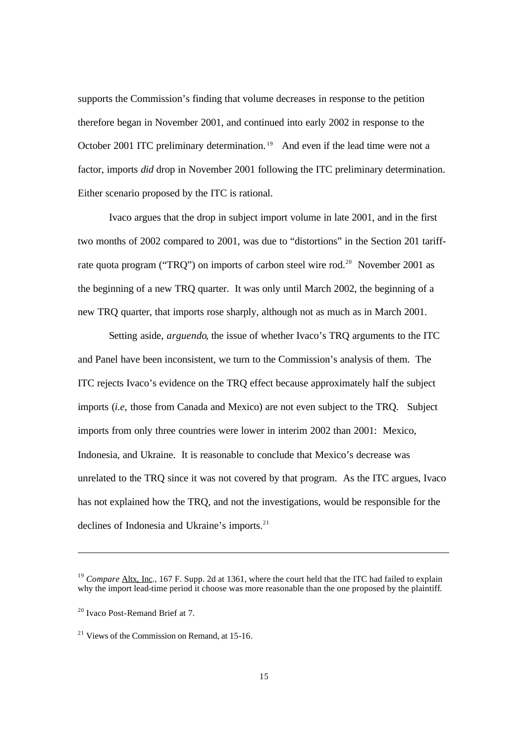supports the Commission's finding that volume decreases in response to the petition therefore began in November 2001, and continued into early 2002 in response to the October 2001 ITC preliminary determination.[19] And even if the lead time were not a factor, imports *did* drop in November 2001 following the ITC preliminary determination. Either scenario proposed by the ITC is rational.

Ivaco argues that the drop in subject import volume in late 2001, and in the first two months of 2002 compared to 2001, was due to "distortions" in the Section 201 tariff-rate quota program ("TRQ") on imports of carbon steel wire rod.[20] November 2001 as the beginning of a new TRQ quarter. It was only until March 2002, the beginning of a new TRQ quarter, that imports rose sharply, although not as much as in March 2001.

Setting aside, *arguendo*, the issue of whether Ivaco's TRQ arguments to the ITC and Panel have been inconsistent, we turn to the Commission's analysis of them. The ITC rejects Ivaco's evidence on the TRQ effect because approximately half the subject imports (*i.e*, those from Canada and Mexico) are not even subject to the TRQ. Subject imports from only three countries were lower in interim 2002 than 2001: Mexico, Indonesia, and Ukraine. It is reasonable to conclude that Mexico's decrease was unrelated to the TRQ since it was not covered by that program. As the ITC argues, Ivaco has not explained how the TRQ, and not the investigations, would be responsible for the declines of Indonesia and Ukraine's imports.[21]

---

[19] *Compare* Altx, Inc., 167 F. Supp. 2d at 1361, where the court held that the ITC had failed to explain why the import lead-time period it choose was more reasonable than the one proposed by the plaintiff.

[20] Ivaco Post-Remand Brief at 7.

[21] Views of the Commission on Remand, at 15-16.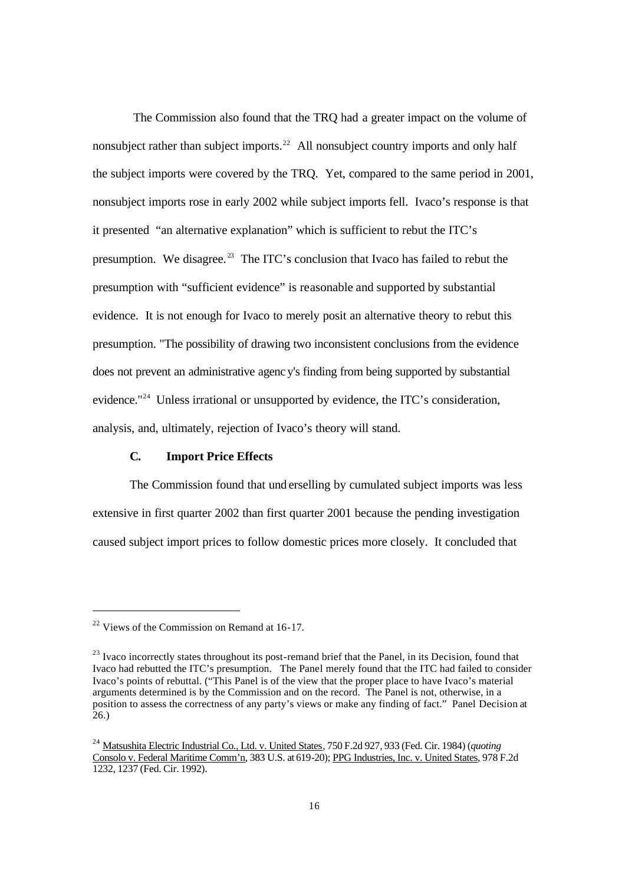The Commission also found that the TRQ had a greater impact on the volume of nonsubject rather than subject imports.[22] All nonsubject country imports and only half the subject imports were covered by the TRQ. Yet, compared to the same period in 2001, nonsubject imports rose in early 2002 while subject imports fell. Ivaco's response is that it presented "an alternative explanation" which is sufficient to rebut the ITC's presumption. We disagree.[23] The ITC's conclusion that Ivaco has failed to rebut the presumption with "sufficient evidence" is reasonable and supported by substantial evidence. It is not enough for Ivaco to merely posit an alternative theory to rebut this presumption. "The possibility of drawing two inconsistent conclusions from the evidence does not prevent an administrative agency's finding from being supported by substantial evidence."[24] Unless irrational or unsupported by evidence, the ITC's consideration, analysis, and, ultimately, rejection of Ivaco's theory will stand.

### C. Import Price Effects

The Commission found that underselling by cumulated subject imports was less extensive in first quarter 2002 than first quarter 2001 because the pending investigation caused subject import prices to follow domestic prices more closely. It concluded that

---

[22] Views of the Commission on Remand at 16-17.

[23] Ivaco incorrectly states throughout its post-remand brief that the Panel, in its Decision, found that Ivaco had rebutted the ITC's presumption. The Panel merely found that the ITC had failed to consider Ivaco's points of rebuttal. ("This Panel is of the view that the proper place to have Ivaco's material arguments determined is by the Commission and on the record. The Panel is not, otherwise, in a position to assess the correctness of any party's views or make any finding of fact." Panel Decision at 26.)

[24] Matsushita Electric Industrial Co., Ltd. v. United States, 750 F.2d 927, 933 (Fed. Cir. 1984) (*quoting* Consolo v. Federal Maritime Comm'n, 383 U.S. at 619-20); PPG Industries, Inc. v. United States, 978 F.2d 1232, 1237 (Fed. Cir. 1992).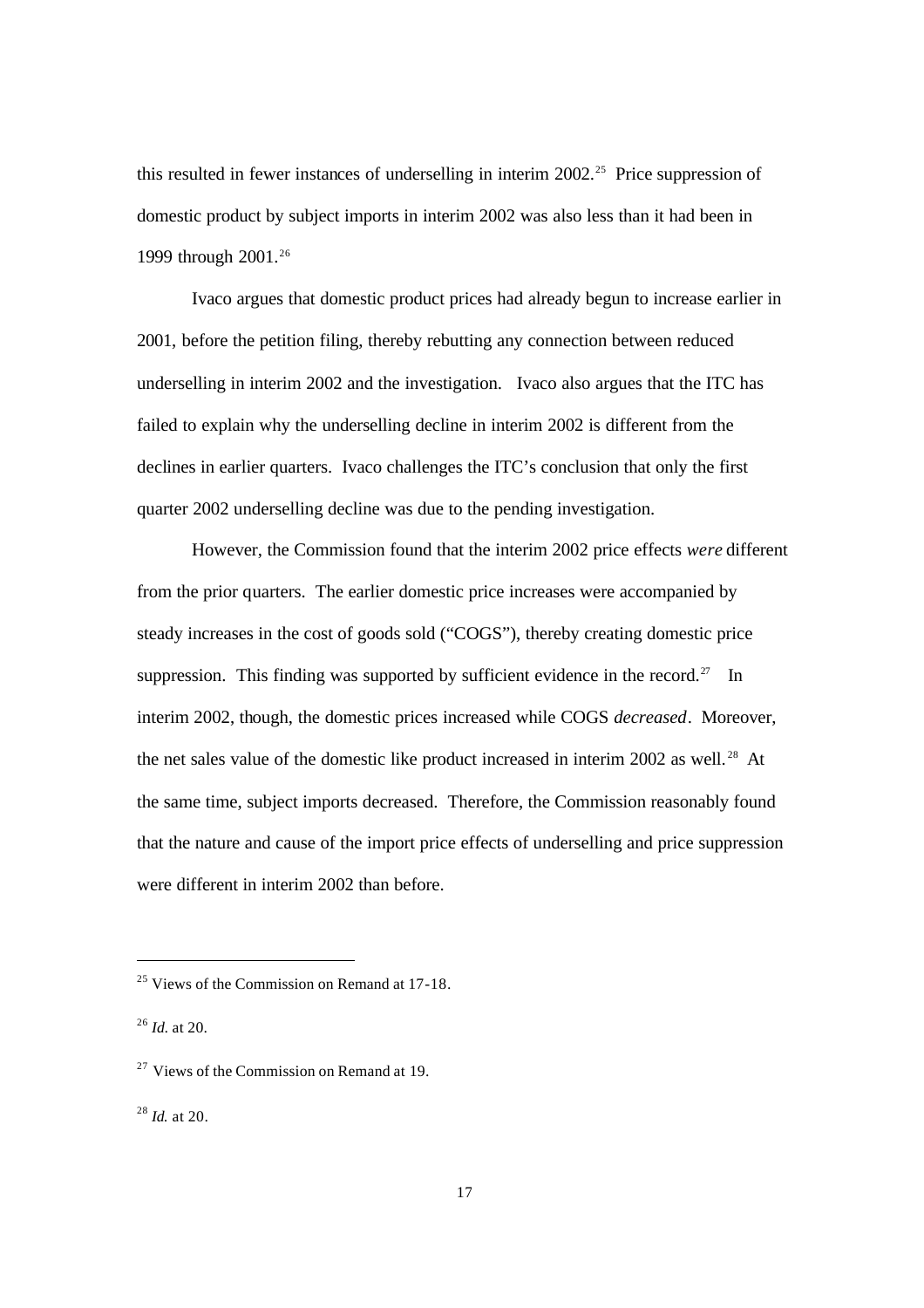this resulted in fewer instances of underselling in interim 2002.[25] Price suppression of domestic product by subject imports in interim 2002 was also less than it had been in 1999 through 2001.[26]

Ivaco argues that domestic product prices had already begun to increase earlier in 2001, before the petition filing, thereby rebutting any connection between reduced underselling in interim 2002 and the investigation. Ivaco also argues that the ITC has failed to explain why the underselling decline in interim 2002 is different from the declines in earlier quarters. Ivaco challenges the ITC's conclusion that only the first quarter 2002 underselling decline was due to the pending investigation.

However, the Commission found that the interim 2002 price effects *were* different from the prior quarters. The earlier domestic price increases were accompanied by steady increases in the cost of goods sold ("COGS"), thereby creating domestic price suppression. This finding was supported by sufficient evidence in the record.[27] In interim 2002, though, the domestic prices increased while COGS *decreased*. Moreover, the net sales value of the domestic like product increased in interim 2002 as well.[28] At the same time, subject imports decreased. Therefore, the Commission reasonably found that the nature and cause of the import price effects of underselling and price suppression were different in interim 2002 than before.

---

[25] Views of the Commission on Remand at 17-18.

[26] *Id.* at 20.

[27] Views of the Commission on Remand at 19.

[28] *Id.* at 20.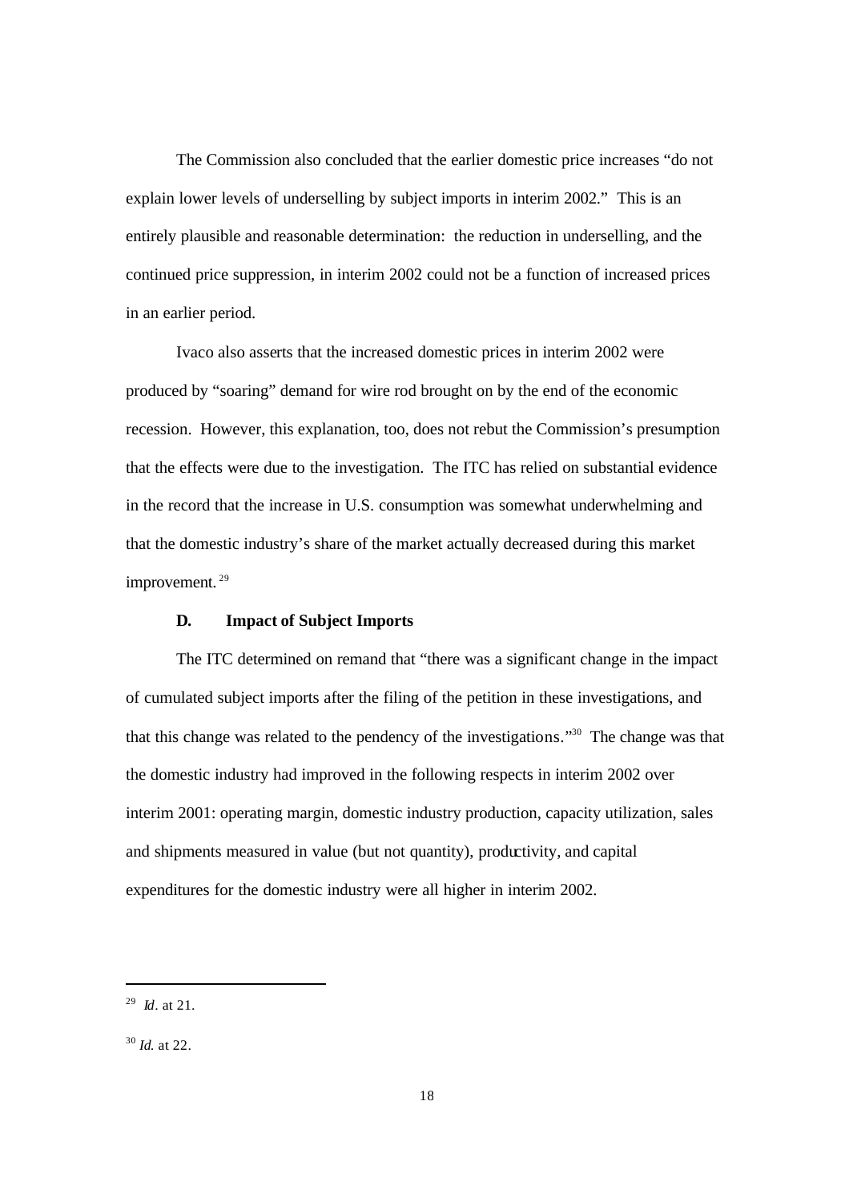The Commission also concluded that the earlier domestic price increases "do not explain lower levels of underselling by subject imports in interim 2002." This is an entirely plausible and reasonable determination: the reduction in underselling, and the continued price suppression, in interim 2002 could not be a function of increased prices in an earlier period.

Ivaco also asserts that the increased domestic prices in interim 2002 were produced by "soaring" demand for wire rod brought on by the end of the economic recession. However, this explanation, too, does not rebut the Commission's presumption that the effects were due to the investigation. The ITC has relied on substantial evidence in the record that the increase in U.S. consumption was somewhat underwhelming and that the domestic industry's share of the market actually decreased during this market improvement.[29]

### D. Impact of Subject Imports

The ITC determined on remand that "there was a significant change in the impact of cumulated subject imports after the filing of the petition in these investigations, and that this change was related to the pendency of the investigations."[30] The change was that the domestic industry had improved in the following respects in interim 2002 over interim 2001: operating margin, domestic industry production, capacity utilization, sales and shipments measured in value (but not quantity), productivity, and capital expenditures for the domestic industry were all higher in interim 2002.

---

[29] *Id*. at 21.

[30] *Id.* at 22.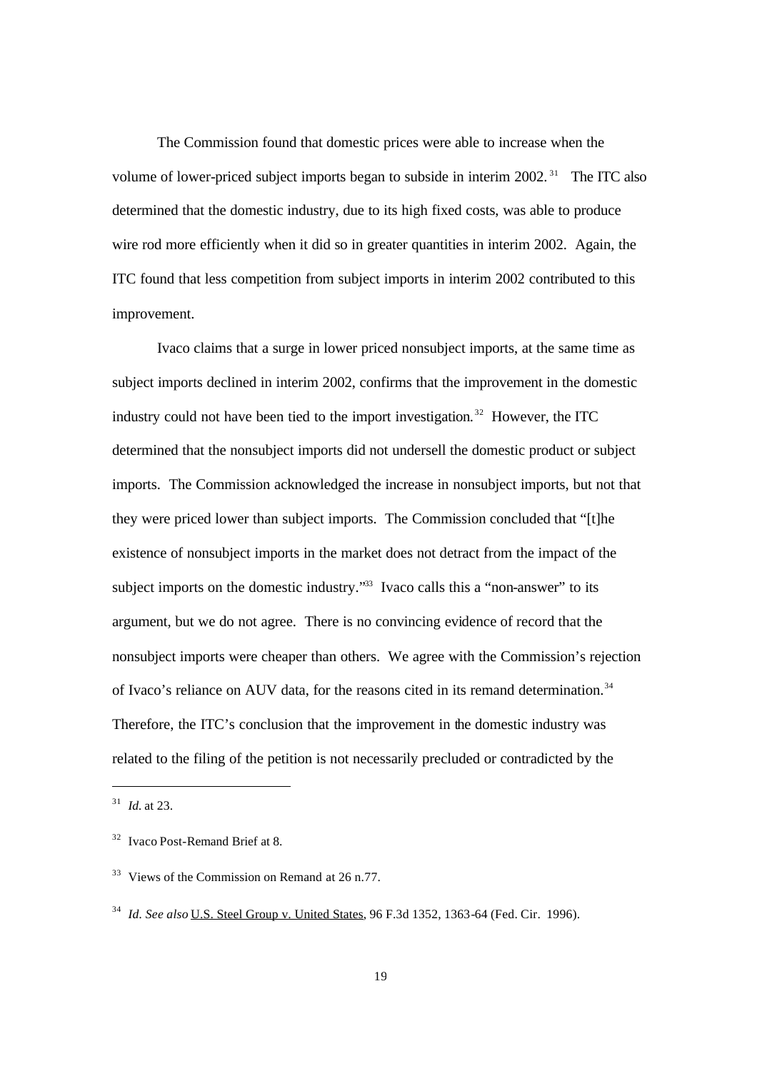The Commission found that domestic prices were able to increase when the volume of lower-priced subject imports began to subside in interim 2002.[31] The ITC also determined that the domestic industry, due to its high fixed costs, was able to produce wire rod more efficiently when it did so in greater quantities in interim 2002. Again, the ITC found that less competition from subject imports in interim 2002 contributed to this improvement.

Ivaco claims that a surge in lower priced nonsubject imports, at the same time as subject imports declined in interim 2002, confirms that the improvement in the domestic industry could not have been tied to the import investigation.[32] However, the ITC determined that the nonsubject imports did not undersell the domestic product or subject imports. The Commission acknowledged the increase in nonsubject imports, but not that they were priced lower than subject imports. The Commission concluded that "[t]he existence of nonsubject imports in the market does not detract from the impact of the subject imports on the domestic industry."[33] Ivaco calls this a "non-answer" to its argument, but we do not agree. There is no convincing evidence of record that the nonsubject imports were cheaper than others. We agree with the Commission's rejection of Ivaco's reliance on AUV data, for the reasons cited in its remand determination.[34] Therefore, the ITC's conclusion that the improvement in the domestic industry was related to the filing of the petition is not necessarily precluded or contradicted by the

---

[31] *Id.* at 23.

[32] Ivaco Post-Remand Brief at 8.

[33] Views of the Commission on Remand at 26 n.77.

[34] *Id. See also* U.S. Steel Group v. United States, 96 F.3d 1352, 1363-64 (Fed. Cir. 1996).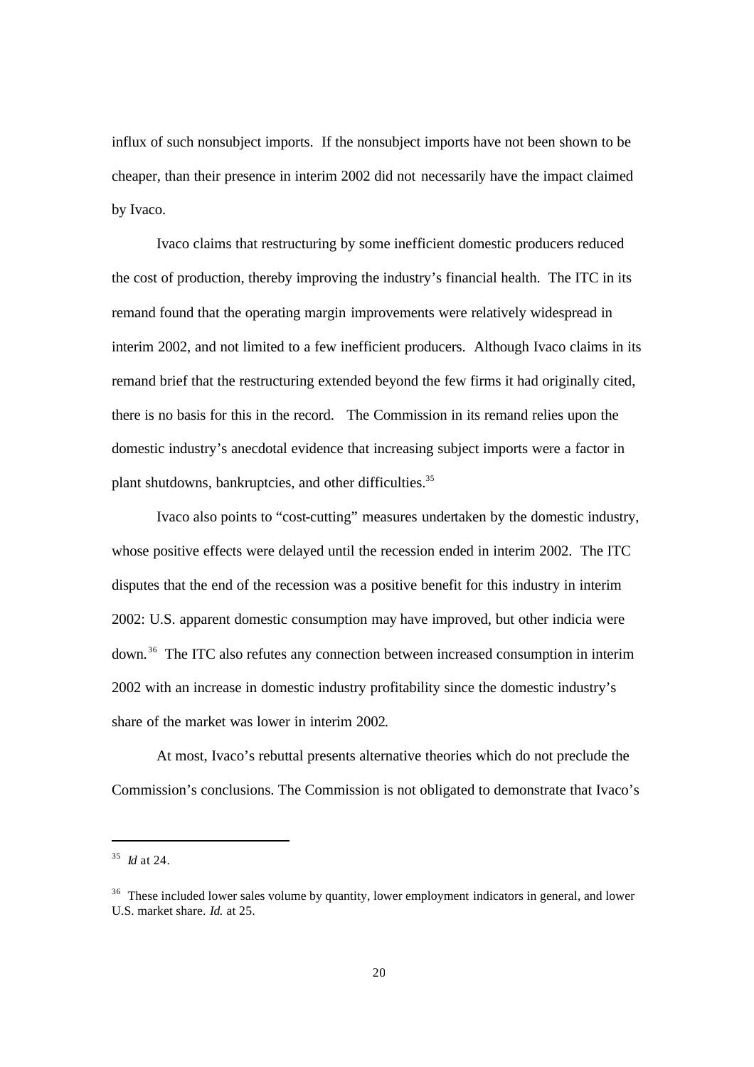influx of such nonsubject imports. If the nonsubject imports have not been shown to be cheaper, than their presence in interim 2002 did not necessarily have the impact claimed by Ivaco.

Ivaco claims that restructuring by some inefficient domestic producers reduced the cost of production, thereby improving the industry's financial health. The ITC in its remand found that the operating margin improvements were relatively widespread in interim 2002, and not limited to a few inefficient producers. Although Ivaco claims in its remand brief that the restructuring extended beyond the few firms it had originally cited, there is no basis for this in the record. The Commission in its remand relies upon the domestic industry's anecdotal evidence that increasing subject imports were a factor in plant shutdowns, bankruptcies, and other difficulties.[35]

Ivaco also points to "cost-cutting" measures undertaken by the domestic industry, whose positive effects were delayed until the recession ended in interim 2002. The ITC disputes that the end of the recession was a positive benefit for this industry in interim 2002: U.S. apparent domestic consumption may have improved, but other indicia were down.[36] The ITC also refutes any connection between increased consumption in interim 2002 with an increase in domestic industry profitability since the domestic industry's share of the market was lower in interim 2002.

At most, Ivaco's rebuttal presents alternative theories which do not preclude the Commission's conclusions. The Commission is not obligated to demonstrate that Ivaco's

---

[35] *Id* at 24.

[36] These included lower sales volume by quantity, lower employment indicators in general, and lower U.S. market share. *Id.* at 25.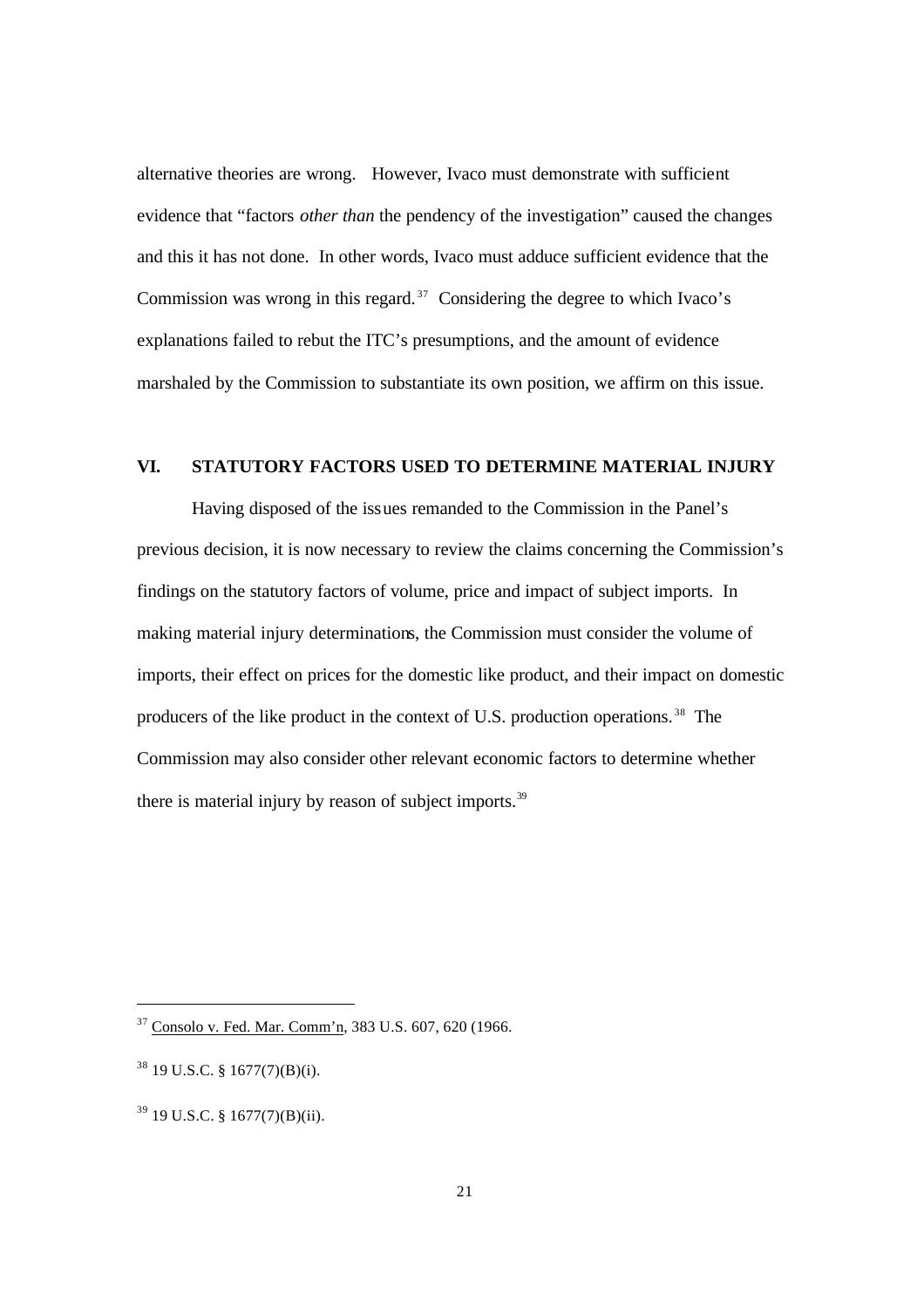alternative theories are wrong. However, Ivaco must demonstrate with sufficient evidence that "factors *other than* the pendency of the investigation" caused the changes and this it has not done. In other words, Ivaco must adduce sufficient evidence that the Commission was wrong in this regard.[37] Considering the degree to which Ivaco's explanations failed to rebut the ITC's presumptions, and the amount of evidence marshaled by the Commission to substantiate its own position, we affirm on this issue.

## VI. STATUTORY FACTORS USED TO DETERMINE MATERIAL INJURY

Having disposed of the issues remanded to the Commission in the Panel's previous decision, it is now necessary to review the claims concerning the Commission's findings on the statutory factors of volume, price and impact of subject imports. In making material injury determinations, the Commission must consider the volume of imports, their effect on prices for the domestic like product, and their impact on domestic producers of the like product in the context of U.S. production operations.[38] The Commission may also consider other relevant economic factors to determine whether there is material injury by reason of subject imports.[39]

---

[37] Consolo v. Fed. Mar. Comm'n, 383 U.S. 607, 620 (1966.

[38] 19 U.S.C. § 1677(7)(B)(i).

[39] 19 U.S.C. § 1677(7)(B)(ii).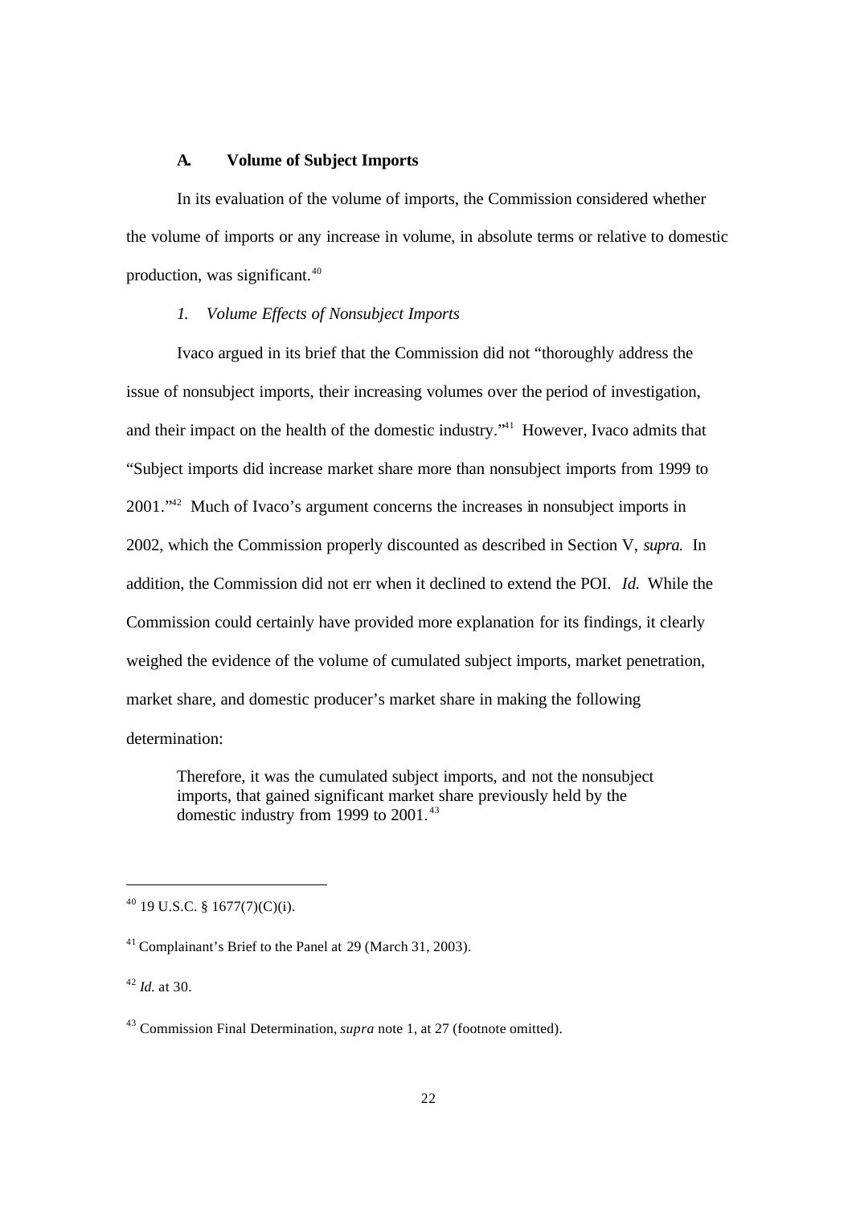### A. Volume of Subject Imports

In its evaluation of the volume of imports, the Commission considered whether the volume of imports or any increase in volume, in absolute terms or relative to domestic production, was significant.[40]

#### *1. Volume Effects of Nonsubject Imports*

Ivaco argued in its brief that the Commission did not "thoroughly address the issue of nonsubject imports, their increasing volumes over the period of investigation, and their impact on the health of the domestic industry."[41] However, Ivaco admits that "Subject imports did increase market share more than nonsubject imports from 1999 to 2001."[42] Much of Ivaco's argument concerns the increases in nonsubject imports in 2002, which the Commission properly discounted as described in Section V, *supra*. In addition, the Commission did not err when it declined to extend the POI. *Id.* While the Commission could certainly have provided more explanation for its findings, it clearly weighed the evidence of the volume of cumulated subject imports, market penetration, market share, and domestic producer's market share in making the following determination:

> Therefore, it was the cumulated subject imports, and not the nonsubject imports, that gained significant market share previously held by the domestic industry from 1999 to 2001.[43]

---

[40] 19 U.S.C. § 1677(7)(C)(i).

[41] Complainant's Brief to the Panel at 29 (March 31, 2003).

[42] *Id.* at 30.

[43] Commission Final Determination, *supra* note 1, at 27 (footnote omitted).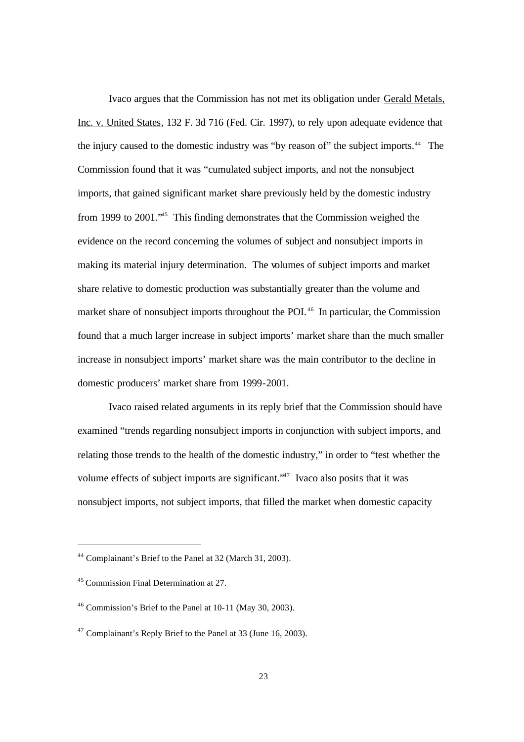Ivaco argues that the Commission has not met its obligation under Gerald Metals, Inc. v. United States, 132 F. 3d 716 (Fed. Cir. 1997), to rely upon adequate evidence that the injury caused to the domestic industry was "by reason of" the subject imports.[44] The Commission found that it was "cumulated subject imports, and not the nonsubject imports, that gained significant market share previously held by the domestic industry from 1999 to 2001."[45] This finding demonstrates that the Commission weighed the evidence on the record concerning the volumes of subject and nonsubject imports in making its material injury determination. The volumes of subject imports and market share relative to domestic production was substantially greater than the volume and market share of nonsubject imports throughout the POI.[46] In particular, the Commission found that a much larger increase in subject imports' market share than the much smaller increase in nonsubject imports' market share was the main contributor to the decline in domestic producers' market share from 1999-2001.

Ivaco raised related arguments in its reply brief that the Commission should have examined "trends regarding nonsubject imports in conjunction with subject imports, and relating those trends to the health of the domestic industry," in order to "test whether the volume effects of subject imports are significant."[47] Ivaco also posits that it was nonsubject imports, not subject imports, that filled the market when domestic capacity

---

[44] Complainant's Brief to the Panel at 32 (March 31, 2003).

[45] Commission Final Determination at 27.

[46] Commission's Brief to the Panel at 10-11 (May 30, 2003).

[47] Complainant's Reply Brief to the Panel at 33 (June 16, 2003).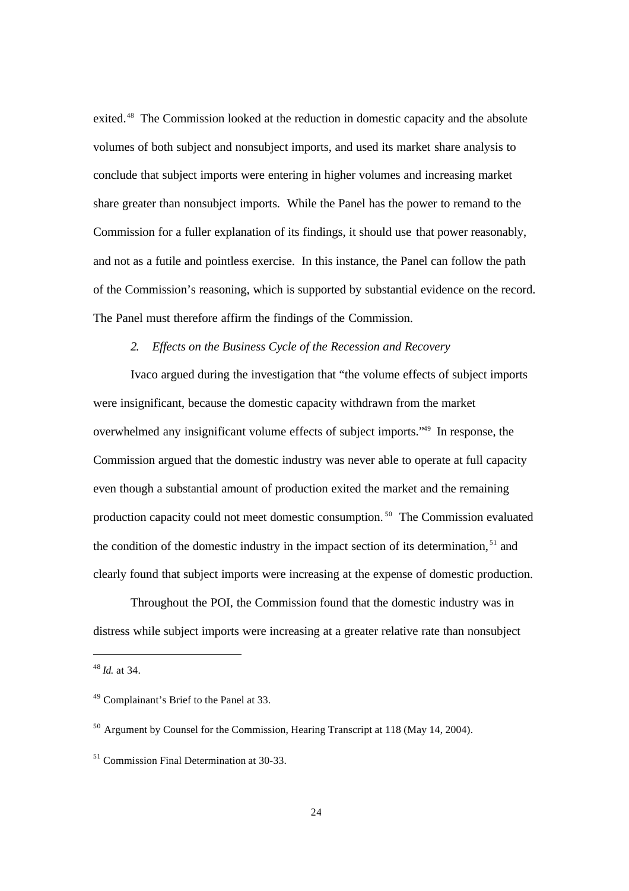exited.[48] The Commission looked at the reduction in domestic capacity and the absolute volumes of both subject and nonsubject imports, and used its market share analysis to conclude that subject imports were entering in higher volumes and increasing market share greater than nonsubject imports. While the Panel has the power to remand to the Commission for a fuller explanation of its findings, it should use that power reasonably, and not as a futile and pointless exercise. In this instance, the Panel can follow the path of the Commission's reasoning, which is supported by substantial evidence on the record. The Panel must therefore affirm the findings of the Commission.

*2. Effects on the Business Cycle of the Recession and Recovery*

Ivaco argued during the investigation that "the volume effects of subject imports were insignificant, because the domestic capacity withdrawn from the market overwhelmed any insignificant volume effects of subject imports."[49] In response, the Commission argued that the domestic industry was never able to operate at full capacity even though a substantial amount of production exited the market and the remaining production capacity could not meet domestic consumption.[50] The Commission evaluated the condition of the domestic industry in the impact section of its determination,[51] and clearly found that subject imports were increasing at the expense of domestic production.

Throughout the POI, the Commission found that the domestic industry was in distress while subject imports were increasing at a greater relative rate than nonsubject

---

[48] *Id.* at 34.

[49] Complainant's Brief to the Panel at 33.

[50] Argument by Counsel for the Commission, Hearing Transcript at 118 (May 14, 2004).

[51] Commission Final Determination at 30-33.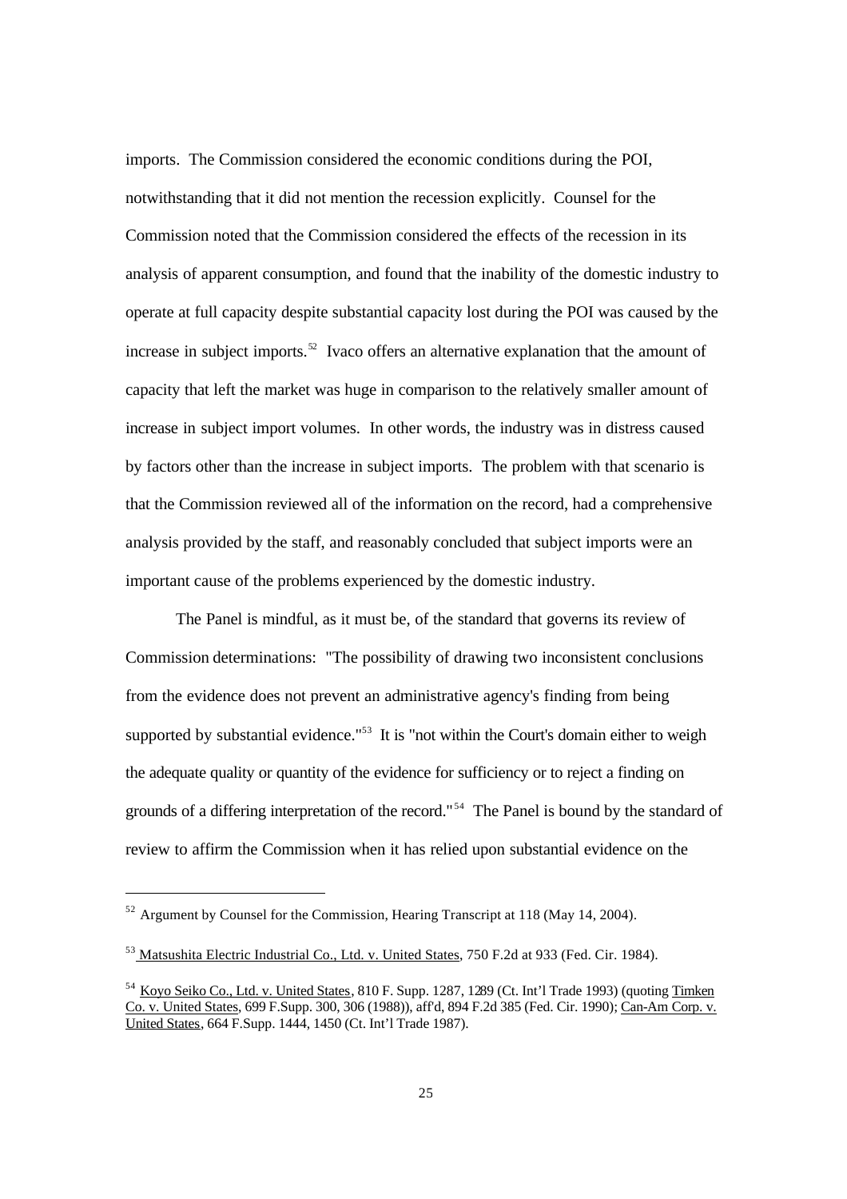imports. The Commission considered the economic conditions during the POI, notwithstanding that it did not mention the recession explicitly. Counsel for the Commission noted that the Commission considered the effects of the recession in its analysis of apparent consumption, and found that the inability of the domestic industry to operate at full capacity despite substantial capacity lost during the POI was caused by the increase in subject imports.[52] Ivaco offers an alternative explanation that the amount of capacity that left the market was huge in comparison to the relatively smaller amount of increase in subject import volumes. In other words, the industry was in distress caused by factors other than the increase in subject imports. The problem with that scenario is that the Commission reviewed all of the information on the record, had a comprehensive analysis provided by the staff, and reasonably concluded that subject imports were an important cause of the problems experienced by the domestic industry.

The Panel is mindful, as it must be, of the standard that governs its review of Commission determinations: "The possibility of drawing two inconsistent conclusions from the evidence does not prevent an administrative agency's finding from being supported by substantial evidence."[53] It is "not within the Court's domain either to weigh the adequate quality or quantity of the evidence for sufficiency or to reject a finding on grounds of a differing interpretation of the record."[54] The Panel is bound by the standard of review to affirm the Commission when it has relied upon substantial evidence on the

---

[52] Argument by Counsel for the Commission, Hearing Transcript at 118 (May 14, 2004).

[53] Matsushita Electric Industrial Co., Ltd. v. United States, 750 F.2d at 933 (Fed. Cir. 1984).

[54] Koyo Seiko Co., Ltd. v. United States, 810 F. Supp. 1287, 1289 (Ct. Int'l Trade 1993) (quoting Timken Co. v. United States, 699 F.Supp. 300, 306 (1988)), aff'd, 894 F.2d 385 (Fed. Cir. 1990); Can-Am Corp. v. United States, 664 F.Supp. 1444, 1450 (Ct. Int'l Trade 1987).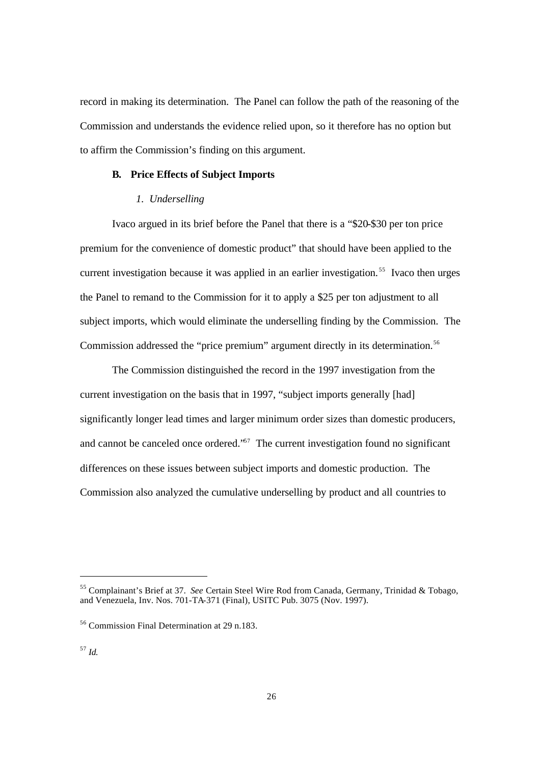record in making its determination. The Panel can follow the path of the reasoning of the Commission and understands the evidence relied upon, so it therefore has no option but to affirm the Commission's finding on this argument.

### B. Price Effects of Subject Imports

#### *1. Underselling*

Ivaco argued in its brief before the Panel that there is a "$20-$30 per ton price premium for the convenience of domestic product" that should have been applied to the current investigation because it was applied in an earlier investigation.[55] Ivaco then urges the Panel to remand to the Commission for it to apply a $25 per ton adjustment to all subject imports, which would eliminate the underselling finding by the Commission. The Commission addressed the "price premium" argument directly in its determination.[56]

The Commission distinguished the record in the 1997 investigation from the current investigation on the basis that in 1997, "subject imports generally [had] significantly longer lead times and larger minimum order sizes than domestic producers, and cannot be canceled once ordered."[57] The current investigation found no significant differences on these issues between subject imports and domestic production. The Commission also analyzed the cumulative underselling by product and all countries to

---

[55] Complainant's Brief at 37. *See* Certain Steel Wire Rod from Canada, Germany, Trinidad & Tobago, and Venezuela, Inv. Nos. 701-TA-371 (Final), USITC Pub. 3075 (Nov. 1997).

[56] Commission Final Determination at 29 n.183.

[57] *Id.*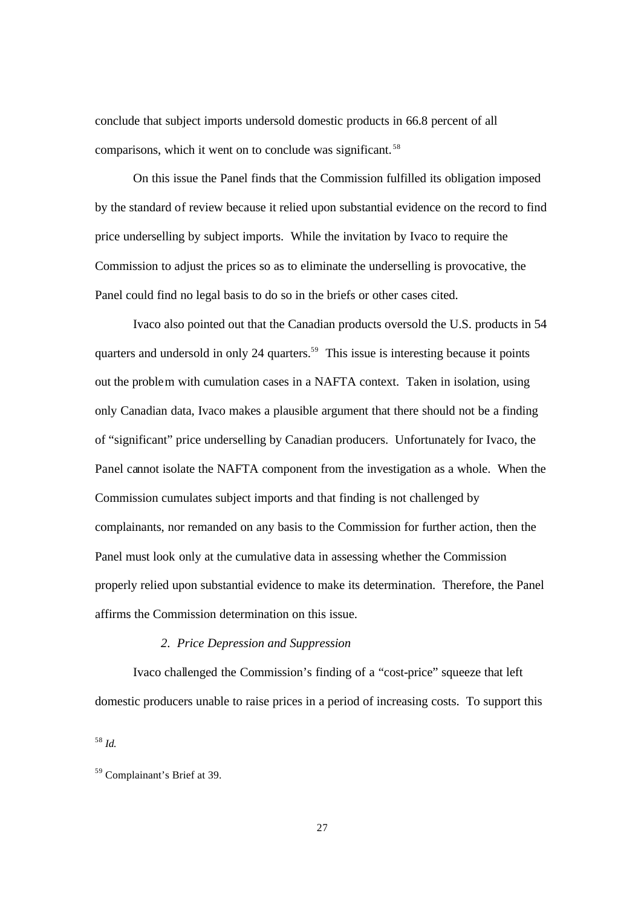conclude that subject imports undersold domestic products in 66.8 percent of all comparisons, which it went on to conclude was significant.[58]

On this issue the Panel finds that the Commission fulfilled its obligation imposed by the standard of review because it relied upon substantial evidence on the record to find price underselling by subject imports. While the invitation by Ivaco to require the Commission to adjust the prices so as to eliminate the underselling is provocative, the Panel could find no legal basis to do so in the briefs or other cases cited.

Ivaco also pointed out that the Canadian products oversold the U.S. products in 54 quarters and undersold in only 24 quarters.[59] This issue is interesting because it points out the problem with cumulation cases in a NAFTA context. Taken in isolation, using only Canadian data, Ivaco makes a plausible argument that there should not be a finding of "significant" price underselling by Canadian producers. Unfortunately for Ivaco, the Panel cannot isolate the NAFTA component from the investigation as a whole. When the Commission cumulates subject imports and that finding is not challenged by complainants, nor remanded on any basis to the Commission for further action, then the Panel must look only at the cumulative data in assessing whether the Commission properly relied upon substantial evidence to make its determination. Therefore, the Panel affirms the Commission determination on this issue.

### *2. Price Depression and Suppression*

Ivaco challenged the Commission's finding of a "cost-price" squeeze that left domestic producers unable to raise prices in a period of increasing costs. To support this

[58] *Id.*

[59] Complainant's Brief at 39.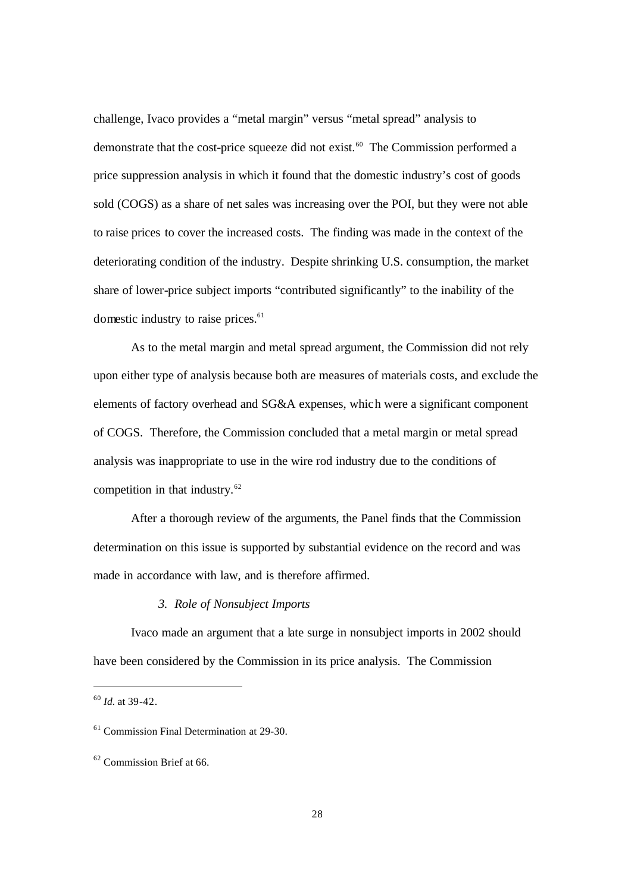challenge, Ivaco provides a "metal margin" versus "metal spread" analysis to demonstrate that the cost-price squeeze did not exist.[60] The Commission performed a price suppression analysis in which it found that the domestic industry's cost of goods sold (COGS) as a share of net sales was increasing over the POI, but they were not able to raise prices to cover the increased costs. The finding was made in the context of the deteriorating condition of the industry. Despite shrinking U.S. consumption, the market share of lower-price subject imports "contributed significantly" to the inability of the domestic industry to raise prices.[61]

As to the metal margin and metal spread argument, the Commission did not rely upon either type of analysis because both are measures of materials costs, and exclude the elements of factory overhead and SG&A expenses, which were a significant component of COGS. Therefore, the Commission concluded that a metal margin or metal spread analysis was inappropriate to use in the wire rod industry due to the conditions of competition in that industry.[62]

After a thorough review of the arguments, the Panel finds that the Commission determination on this issue is supported by substantial evidence on the record and was made in accordance with law, and is therefore affirmed.

### *3. Role of Nonsubject Imports*

Ivaco made an argument that a late surge in nonsubject imports in 2002 should have been considered by the Commission in its price analysis. The Commission

---

[60] *Id.* at 39-42.

[61] Commission Final Determination at 29-30.

[62] Commission Brief at 66.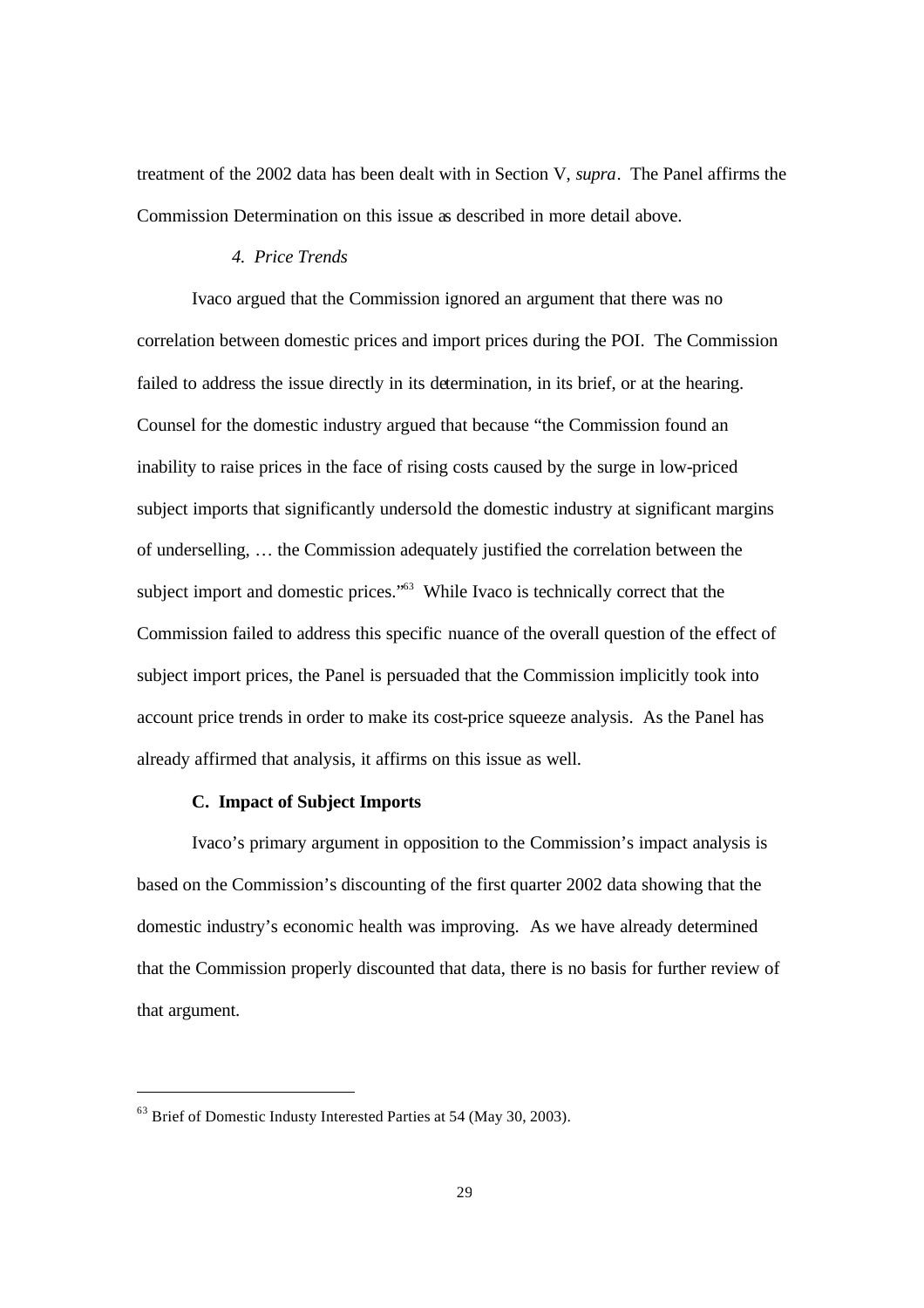treatment of the 2002 data has been dealt with in Section V, *supra*. The Panel affirms the Commission Determination on this issue as described in more detail above.

#### *4. Price Trends*

Ivaco argued that the Commission ignored an argument that there was no correlation between domestic prices and import prices during the POI. The Commission failed to address the issue directly in its determination, in its brief, or at the hearing. Counsel for the domestic industry argued that because "the Commission found an inability to raise prices in the face of rising costs caused by the surge in low-priced subject imports that significantly undersold the domestic industry at significant margins of underselling, … the Commission adequately justified the correlation between the subject import and domestic prices."[63] While Ivaco is technically correct that the Commission failed to address this specific nuance of the overall question of the effect of subject import prices, the Panel is persuaded that the Commission implicitly took into account price trends in order to make its cost-price squeeze analysis. As the Panel has already affirmed that analysis, it affirms on this issue as well.

### **C. Impact of Subject Imports**

Ivaco's primary argument in opposition to the Commission's impact analysis is based on the Commission's discounting of the first quarter 2002 data showing that the domestic industry's economic health was improving. As we have already determined that the Commission properly discounted that data, there is no basis for further review of that argument.

---

[63] Brief of Domestic Industy Interested Parties at 54 (May 30, 2003).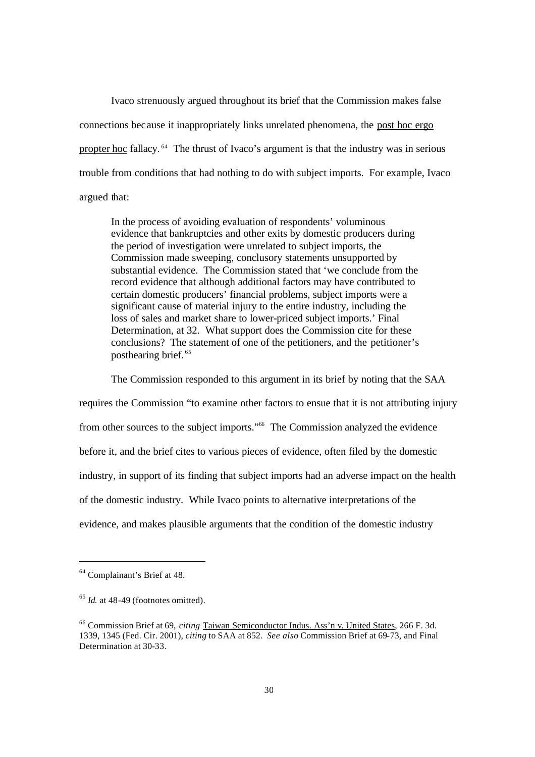Ivaco strenuously argued throughout its brief that the Commission makes false connections because it inappropriately links unrelated phenomena, the post hoc ergo propter hoc fallacy.[64] The thrust of Ivaco's argument is that the industry was in serious trouble from conditions that had nothing to do with subject imports. For example, Ivaco argued that:

> In the process of avoiding evaluation of respondents' voluminous evidence that bankruptcies and other exits by domestic producers during the period of investigation were unrelated to subject imports, the Commission made sweeping, conclusory statements unsupported by substantial evidence. The Commission stated that 'we conclude from the record evidence that although additional factors may have contributed to certain domestic producers' financial problems, subject imports were a significant cause of material injury to the entire industry, including the loss of sales and market share to lower-priced subject imports.' Final Determination, at 32. What support does the Commission cite for these conclusions? The statement of one of the petitioners, and the petitioner's posthearing brief.[65]

The Commission responded to this argument in its brief by noting that the SAA requires the Commission "to examine other factors to ensue that it is not attributing injury from other sources to the subject imports."[66] The Commission analyzed the evidence before it, and the brief cites to various pieces of evidence, often filed by the domestic industry, in support of its finding that subject imports had an adverse impact on the health of the domestic industry. While Ivaco points to alternative interpretations of the evidence, and makes plausible arguments that the condition of the domestic industry

---

[64] Complainant's Brief at 48.

[65] *Id.* at 48-49 (footnotes omitted).

[66] Commission Brief at 69, *citing* Taiwan Semiconductor Indus. Ass'n v. United States, 266 F. 3d. 1339, 1345 (Fed. Cir. 2001), *citing* to SAA at 852. *See also* Commission Brief at 69-73, and Final Determination at 30-33.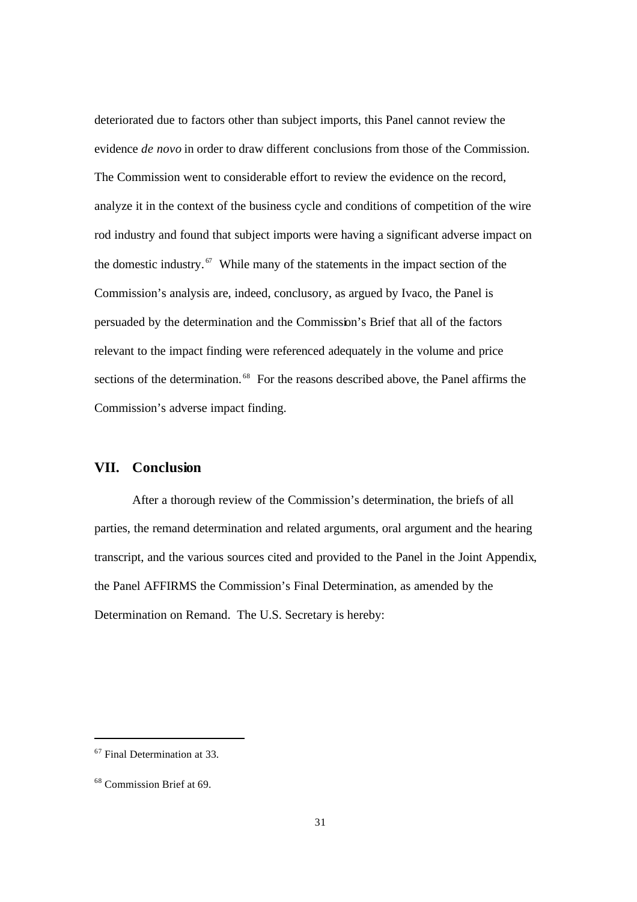deteriorated due to factors other than subject imports, this Panel cannot review the evidence *de novo* in order to draw different conclusions from those of the Commission. The Commission went to considerable effort to review the evidence on the record, analyze it in the context of the business cycle and conditions of competition of the wire rod industry and found that subject imports were having a significant adverse impact on the domestic industry.[67] While many of the statements in the impact section of the Commission's analysis are, indeed, conclusory, as argued by Ivaco, the Panel is persuaded by the determination and the Commission's Brief that all of the factors relevant to the impact finding were referenced adequately in the volume and price sections of the determination.[68] For the reasons described above, the Panel affirms the Commission's adverse impact finding.

## VII. Conclusion

After a thorough review of the Commission's determination, the briefs of all parties, the remand determination and related arguments, oral argument and the hearing transcript, and the various sources cited and provided to the Panel in the Joint Appendix, the Panel AFFIRMS the Commission's Final Determination, as amended by the Determination on Remand. The U.S. Secretary is hereby:

---

[67] Final Determination at 33.

[68] Commission Brief at 69.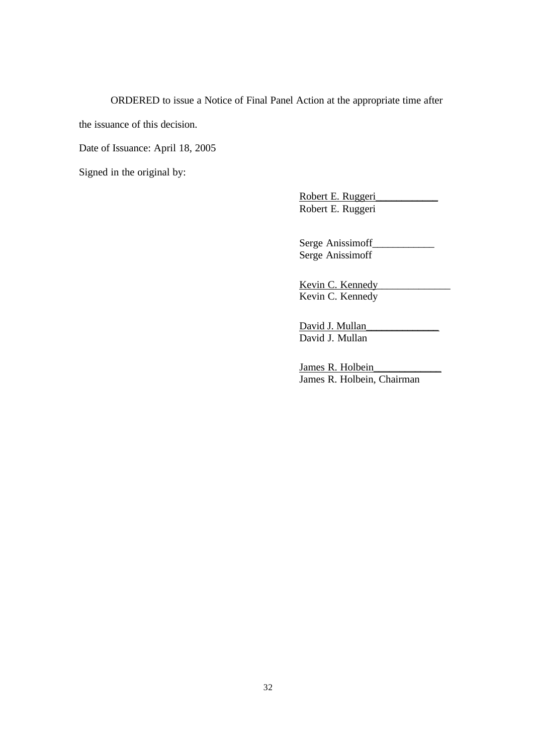ORDERED to issue a Notice of Final Panel Action at the appropriate time after the issuance of this decision.

Date of Issuance: April 18, 2005

Signed in the original by:

Robert E. Ruggeri
Robert E. Ruggeri

Serge Anissimoff
Serge Anissimoff

Kevin C. Kennedy
Kevin C. Kennedy

David J. Mullan
David J. Mullan

James R. Holbein
James R. Holbein, Chairman